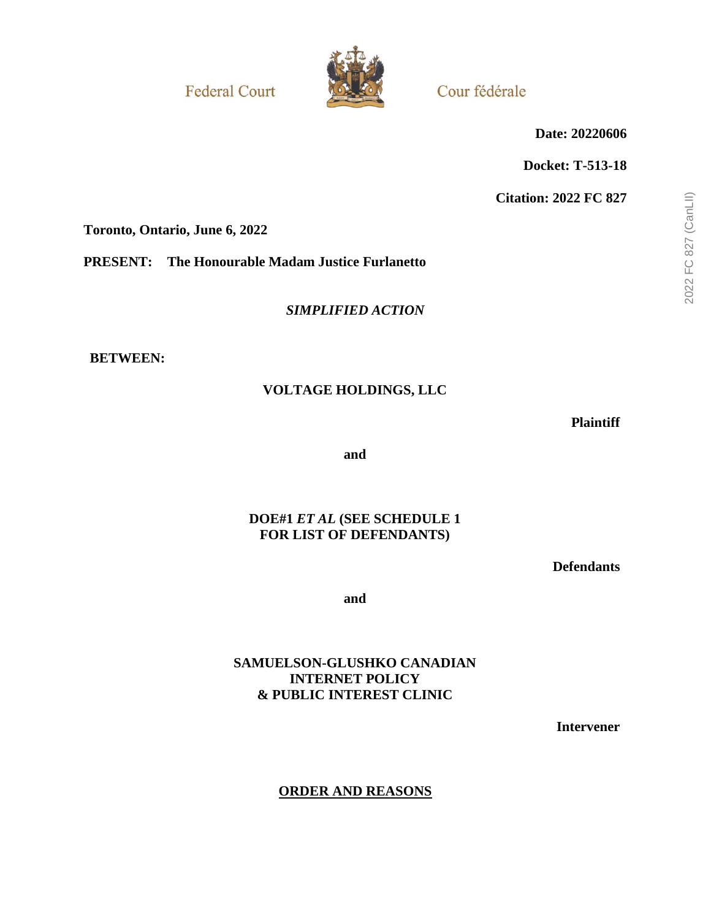Federal Court

Cour fédérale

**Date: 20220606**

**Docket: T-513-18**

**Citation: 2022 FC 827**

**Toronto, Ontario, June 6, 2022**

**PRESENT: The Honourable Madam Justice Furlanetto**

***SIMPLIFIED ACTION***

**BETWEEN:**

**VOLTAGE HOLDINGS, LLC**

**Plaintiff**

**and**

**DOE#1 *ET AL* (SEE SCHEDULE 1 FOR LIST OF DEFENDANTS)**

**Defendants**

**and**

**SAMUELSON-GLUSHKO CANADIAN INTERNET POLICY & PUBLIC INTEREST CLINIC**

**Intervener**

**ORDER AND REASONS**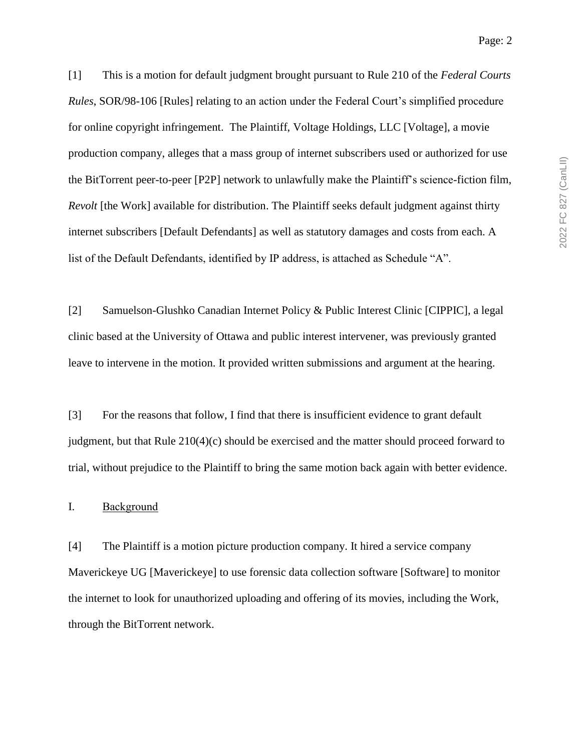[1] This is a motion for default judgment brought pursuant to Rule 210 of the *Federal Courts Rules*, SOR/98-106 [Rules] relating to an action under the Federal Court's simplified procedure for online copyright infringement. The Plaintiff, Voltage Holdings, LLC [Voltage], a movie production company, alleges that a mass group of internet subscribers used or authorized for use the BitTorrent peer-to-peer [P2P] network to unlawfully make the Plaintiff's science-fiction film, *Revolt* [the Work] available for distribution. The Plaintiff seeks default judgment against thirty internet subscribers [Default Defendants] as well as statutory damages and costs from each. A list of the Default Defendants, identified by IP address, is attached as Schedule "A".

[2] Samuelson-Glushko Canadian Internet Policy & Public Interest Clinic [CIPPIC], a legal clinic based at the University of Ottawa and public interest intervener, was previously granted leave to intervene in the motion. It provided written submissions and argument at the hearing.

[3] For the reasons that follow, I find that there is insufficient evidence to grant default judgment, but that Rule 210(4)(c) should be exercised and the matter should proceed forward to trial, without prejudice to the Plaintiff to bring the same motion back again with better evidence.

## I. Background

[4] The Plaintiff is a motion picture production company. It hired a service company Maverickeye UG [Maverickeye] to use forensic data collection software [Software] to monitor the internet to look for unauthorized uploading and offering of its movies, including the Work, through the BitTorrent network.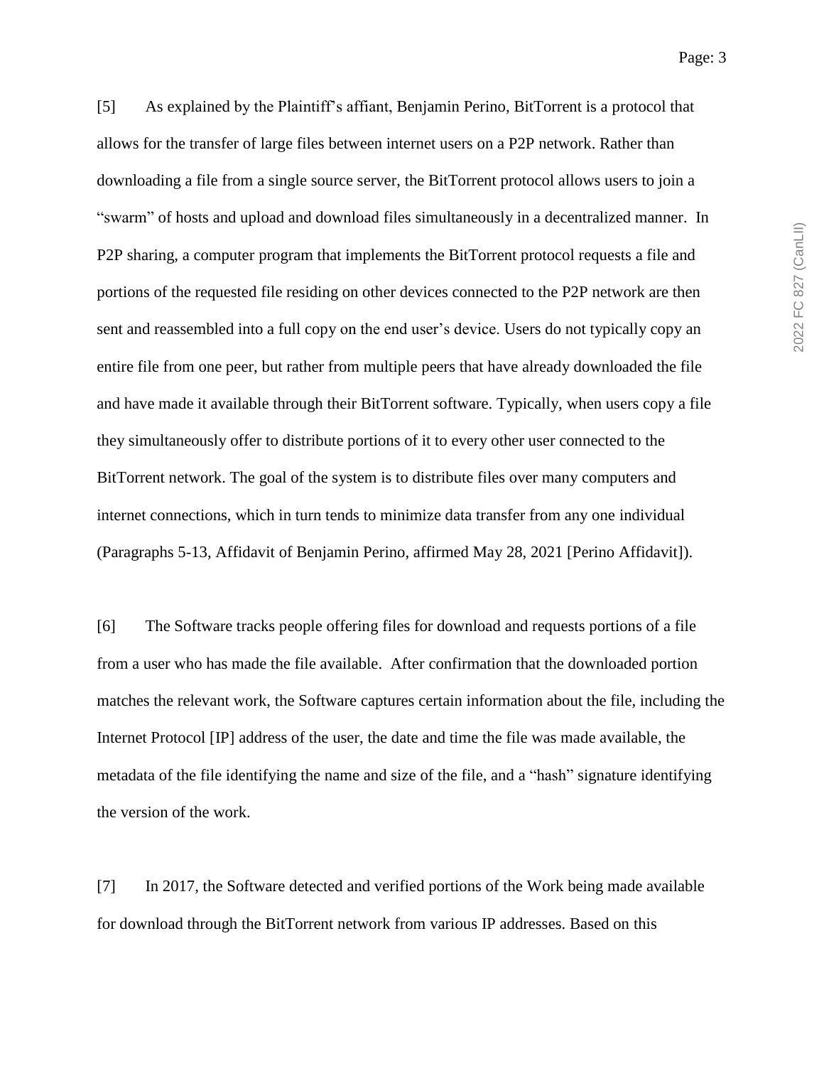[5] As explained by the Plaintiff's affiant, Benjamin Perino, BitTorrent is a protocol that allows for the transfer of large files between internet users on a P2P network. Rather than downloading a file from a single source server, the BitTorrent protocol allows users to join a "swarm" of hosts and upload and download files simultaneously in a decentralized manner. In P2P sharing, a computer program that implements the BitTorrent protocol requests a file and portions of the requested file residing on other devices connected to the P2P network are then sent and reassembled into a full copy on the end user's device. Users do not typically copy an entire file from one peer, but rather from multiple peers that have already downloaded the file and have made it available through their BitTorrent software. Typically, when users copy a file they simultaneously offer to distribute portions of it to every other user connected to the BitTorrent network. The goal of the system is to distribute files over many computers and internet connections, which in turn tends to minimize data transfer from any one individual (Paragraphs 5-13, Affidavit of Benjamin Perino, affirmed May 28, 2021 [Perino Affidavit]).

[6] The Software tracks people offering files for download and requests portions of a file from a user who has made the file available. After confirmation that the downloaded portion matches the relevant work, the Software captures certain information about the file, including the Internet Protocol [IP] address of the user, the date and time the file was made available, the metadata of the file identifying the name and size of the file, and a "hash" signature identifying the version of the work.

[7] In 2017, the Software detected and verified portions of the Work being made available for download through the BitTorrent network from various IP addresses. Based on this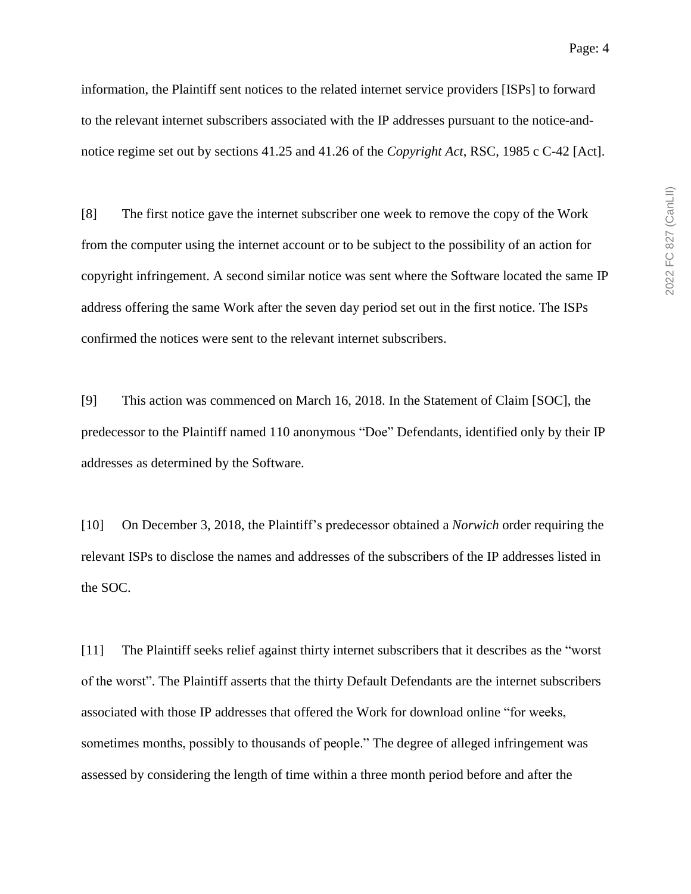information, the Plaintiff sent notices to the related internet service providers [ISPs] to forward to the relevant internet subscribers associated with the IP addresses pursuant to the notice-and-notice regime set out by sections 41.25 and 41.26 of the *Copyright Act*, RSC, 1985 c C-42 [Act].

[8] The first notice gave the internet subscriber one week to remove the copy of the Work from the computer using the internet account or to be subject to the possibility of an action for copyright infringement. A second similar notice was sent where the Software located the same IP address offering the same Work after the seven day period set out in the first notice. The ISPs confirmed the notices were sent to the relevant internet subscribers.

[9] This action was commenced on March 16, 2018. In the Statement of Claim [SOC], the predecessor to the Plaintiff named 110 anonymous "Doe" Defendants, identified only by their IP addresses as determined by the Software.

[10] On December 3, 2018, the Plaintiff's predecessor obtained a *Norwich* order requiring the relevant ISPs to disclose the names and addresses of the subscribers of the IP addresses listed in the SOC.

[11] The Plaintiff seeks relief against thirty internet subscribers that it describes as the "worst of the worst". The Plaintiff asserts that the thirty Default Defendants are the internet subscribers associated with those IP addresses that offered the Work for download online "for weeks, sometimes months, possibly to thousands of people." The degree of alleged infringement was assessed by considering the length of time within a three month period before and after the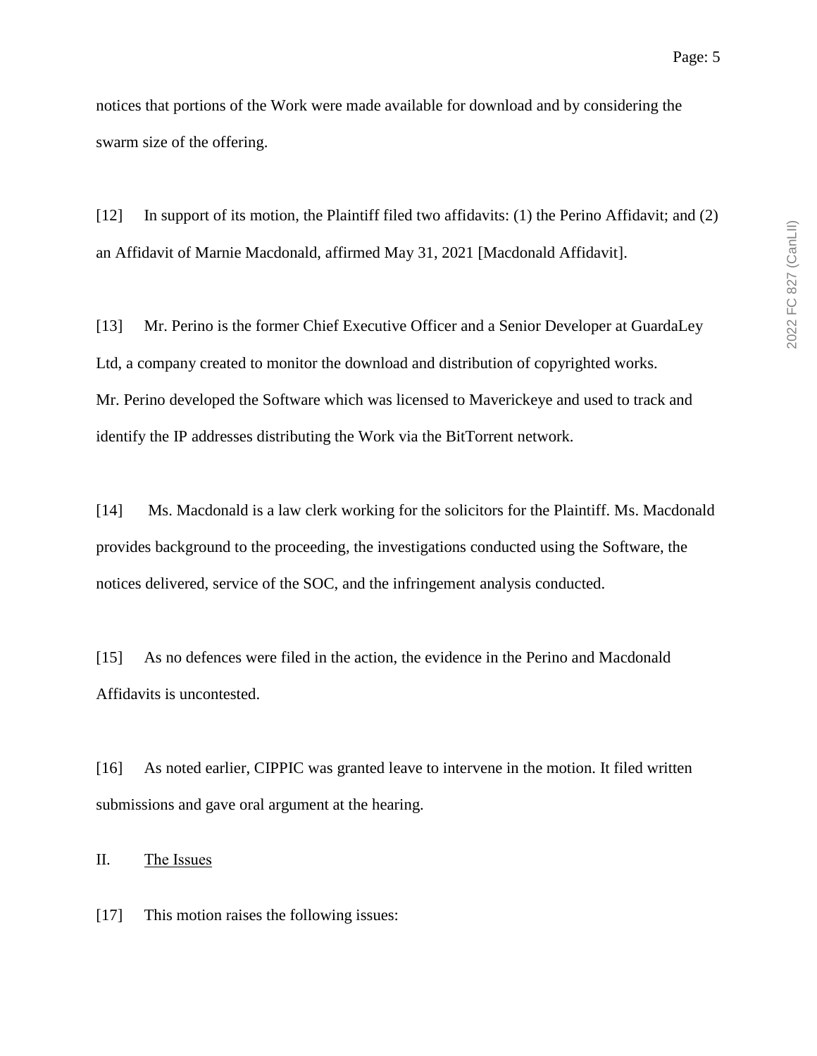notices that portions of the Work were made available for download and by considering the swarm size of the offering.

[12] In support of its motion, the Plaintiff filed two affidavits: (1) the Perino Affidavit; and (2) an Affidavit of Marnie Macdonald, affirmed May 31, 2021 [Macdonald Affidavit].

[13] Mr. Perino is the former Chief Executive Officer and a Senior Developer at GuardaLey Ltd, a company created to monitor the download and distribution of copyrighted works. Mr. Perino developed the Software which was licensed to Maverickeye and used to track and identify the IP addresses distributing the Work via the BitTorrent network.

[14] Ms. Macdonald is a law clerk working for the solicitors for the Plaintiff. Ms. Macdonald provides background to the proceeding, the investigations conducted using the Software, the notices delivered, service of the SOC, and the infringement analysis conducted.

[15] As no defences were filed in the action, the evidence in the Perino and Macdonald Affidavits is uncontested.

[16] As noted earlier, CIPPIC was granted leave to intervene in the motion. It filed written submissions and gave oral argument at the hearing.

## II. The Issues

[17] This motion raises the following issues: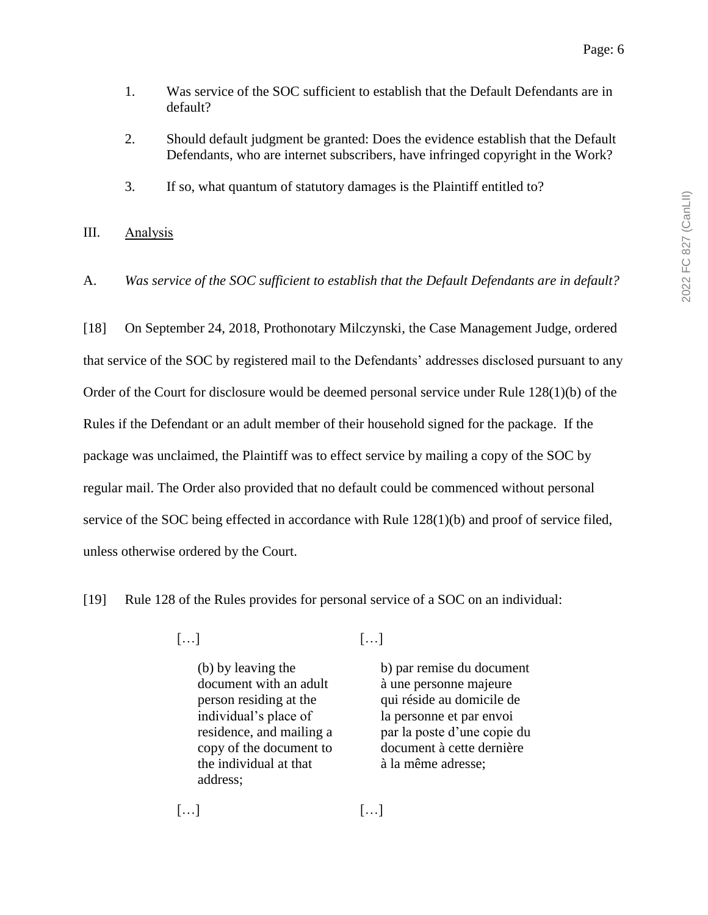1. Was service of the SOC sufficient to establish that the Default Defendants are in default?

2. Should default judgment be granted: Does the evidence establish that the Default Defendants, who are internet subscribers, have infringed copyright in the Work?

3. If so, what quantum of statutory damages is the Plaintiff entitled to?

## III. Analysis

### A. *Was service of the SOC sufficient to establish that the Default Defendants are in default?*

[18] On September 24, 2018, Prothonotary Milczynski, the Case Management Judge, ordered that service of the SOC by registered mail to the Defendants' addresses disclosed pursuant to any Order of the Court for disclosure would be deemed personal service under Rule 128(1)(b) of the Rules if the Defendant or an adult member of their household signed for the package. If the package was unclaimed, the Plaintiff was to effect service by mailing a copy of the SOC by regular mail. The Order also provided that no default could be commenced without personal service of the SOC being effected in accordance with Rule 128(1)(b) and proof of service filed, unless otherwise ordered by the Court.

[19] Rule 128 of the Rules provides for personal service of a SOC on an individual:

| | |
|---|---|
| […] | […] |
| (b) by leaving the document with an adult person residing at the individual's place of residence, and mailing a copy of the document to the individual at that address; | b) par remise du document à une personne majeure qui réside au domicile de la personne et par envoi par la poste d'une copie du document à cette dernière à la même adresse; |
| […] | […] |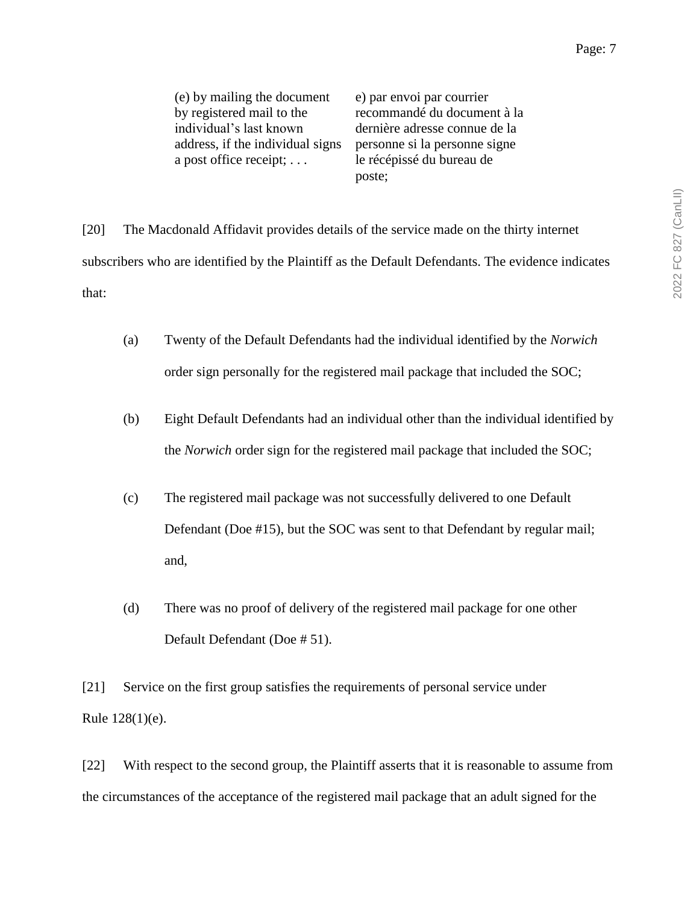| | |
|---|---|
| (e) by mailing the document by registered mail to the individual's last known address, if the individual signs a post office receipt; . . . | e) par envoi par courrier recommandé du document à la dernière adresse connue de la personne si la personne signe le récépissé du bureau de poste; |

[20] The Macdonald Affidavit provides details of the service made on the thirty internet subscribers who are identified by the Plaintiff as the Default Defendants. The evidence indicates that:

(a) Twenty of the Default Defendants had the individual identified by the *Norwich* order sign personally for the registered mail package that included the SOC;

(b) Eight Default Defendants had an individual other than the individual identified by the *Norwich* order sign for the registered mail package that included the SOC;

(c) The registered mail package was not successfully delivered to one Default Defendant (Doe #15), but the SOC was sent to that Defendant by regular mail; and,

(d) There was no proof of delivery of the registered mail package for one other Default Defendant (Doe # 51).

[21] Service on the first group satisfies the requirements of personal service under Rule 128(1)(e).

[22] With respect to the second group, the Plaintiff asserts that it is reasonable to assume from the circumstances of the acceptance of the registered mail package that an adult signed for the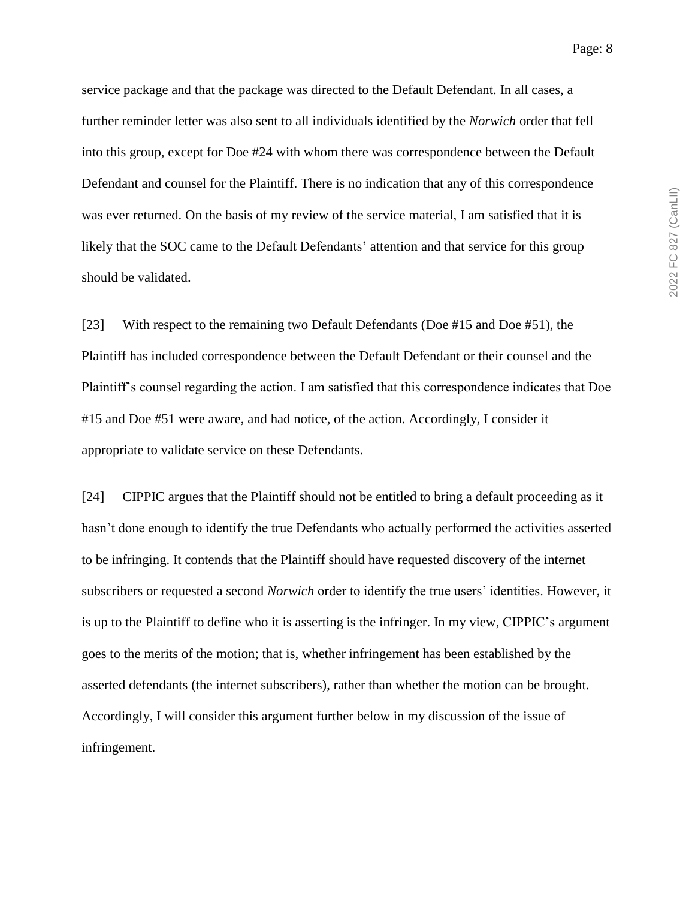service package and that the package was directed to the Default Defendant. In all cases, a further reminder letter was also sent to all individuals identified by the *Norwich* order that fell into this group, except for Doe #24 with whom there was correspondence between the Default Defendant and counsel for the Plaintiff. There is no indication that any of this correspondence was ever returned. On the basis of my review of the service material, I am satisfied that it is likely that the SOC came to the Default Defendants' attention and that service for this group should be validated.

[23] With respect to the remaining two Default Defendants (Doe #15 and Doe #51), the Plaintiff has included correspondence between the Default Defendant or their counsel and the Plaintiff's counsel regarding the action. I am satisfied that this correspondence indicates that Doe #15 and Doe #51 were aware, and had notice, of the action. Accordingly, I consider it appropriate to validate service on these Defendants.

[24] CIPPIC argues that the Plaintiff should not be entitled to bring a default proceeding as it hasn't done enough to identify the true Defendants who actually performed the activities asserted to be infringing. It contends that the Plaintiff should have requested discovery of the internet subscribers or requested a second *Norwich* order to identify the true users' identities. However, it is up to the Plaintiff to define who it is asserting is the infringer. In my view, CIPPIC's argument goes to the merits of the motion; that is, whether infringement has been established by the asserted defendants (the internet subscribers), rather than whether the motion can be brought. Accordingly, I will consider this argument further below in my discussion of the issue of infringement.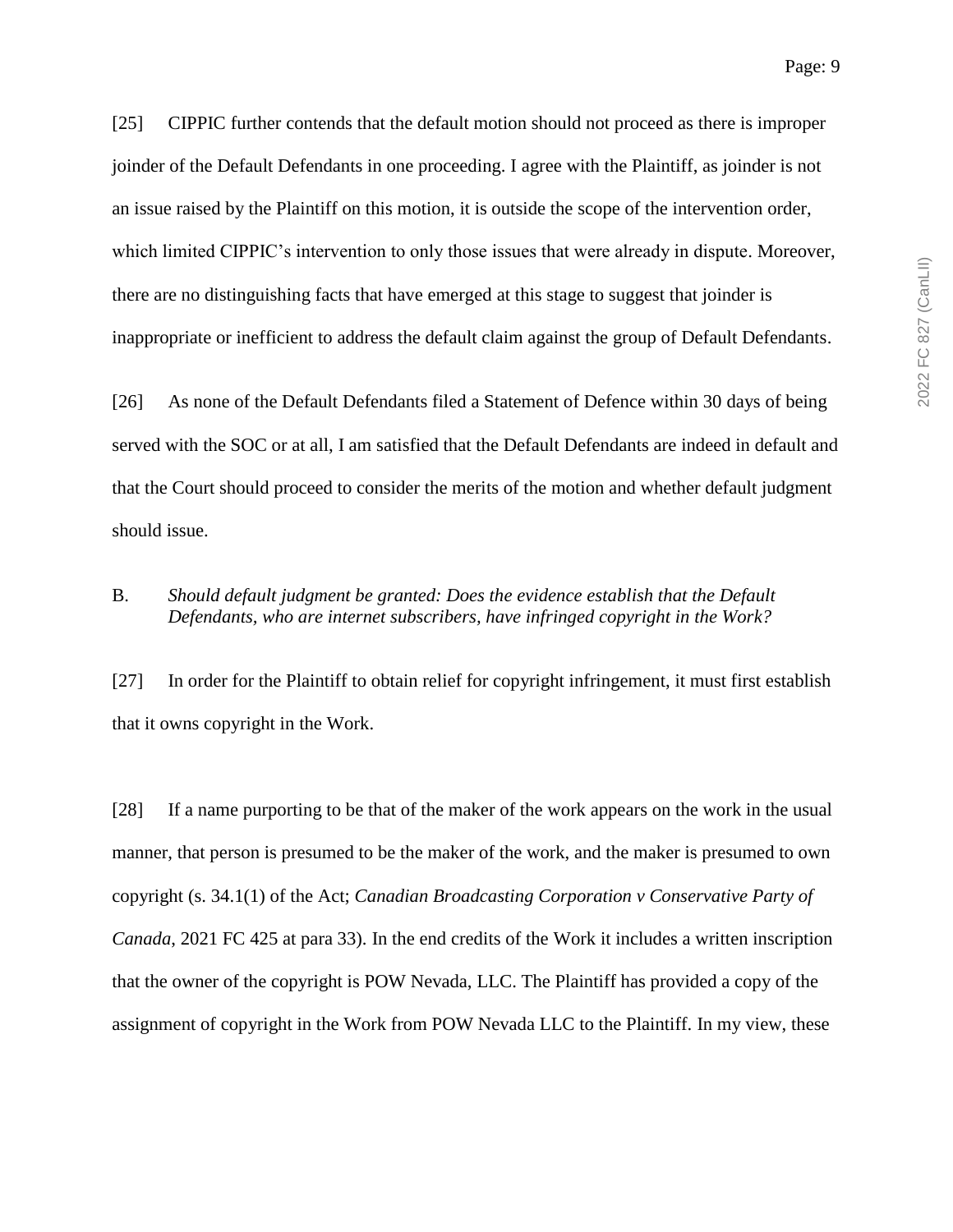[25] CIPPIC further contends that the default motion should not proceed as there is improper joinder of the Default Defendants in one proceeding. I agree with the Plaintiff, as joinder is not an issue raised by the Plaintiff on this motion, it is outside the scope of the intervention order, which limited CIPPIC's intervention to only those issues that were already in dispute. Moreover, there are no distinguishing facts that have emerged at this stage to suggest that joinder is inappropriate or inefficient to address the default claim against the group of Default Defendants.

[26] As none of the Default Defendants filed a Statement of Defence within 30 days of being served with the SOC or at all, I am satisfied that the Default Defendants are indeed in default and that the Court should proceed to consider the merits of the motion and whether default judgment should issue.

### B. *Should default judgment be granted: Does the evidence establish that the Default Defendants, who are internet subscribers, have infringed copyright in the Work?*

[27] In order for the Plaintiff to obtain relief for copyright infringement, it must first establish that it owns copyright in the Work.

[28] If a name purporting to be that of the maker of the work appears on the work in the usual manner, that person is presumed to be the maker of the work, and the maker is presumed to own copyright (s. 34.1(1) of the Act; *Canadian Broadcasting Corporation v Conservative Party of Canada*, 2021 FC 425 at para 33). In the end credits of the Work it includes a written inscription that the owner of the copyright is POW Nevada, LLC. The Plaintiff has provided a copy of the assignment of copyright in the Work from POW Nevada LLC to the Plaintiff. In my view, these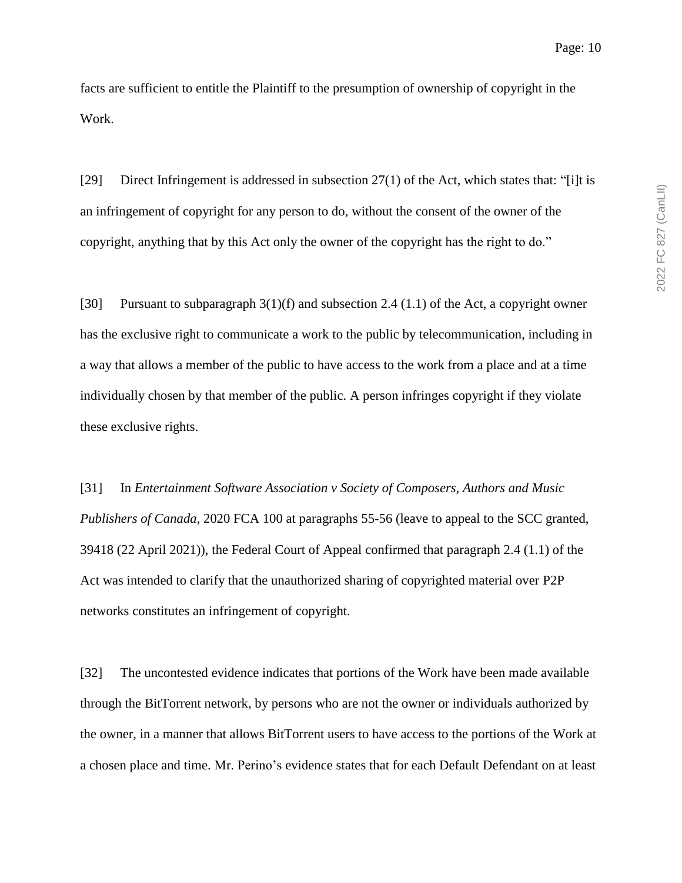facts are sufficient to entitle the Plaintiff to the presumption of ownership of copyright in the Work.

[29] Direct Infringement is addressed in subsection 27(1) of the Act, which states that: "[i]t is an infringement of copyright for any person to do, without the consent of the owner of the copyright, anything that by this Act only the owner of the copyright has the right to do."

[30] Pursuant to subparagraph 3(1)(f) and subsection 2.4 (1.1) of the Act, a copyright owner has the exclusive right to communicate a work to the public by telecommunication, including in a way that allows a member of the public to have access to the work from a place and at a time individually chosen by that member of the public. A person infringes copyright if they violate these exclusive rights.

[31] In *Entertainment Software Association v Society of Composers, Authors and Music Publishers of Canada*, 2020 FCA 100 at paragraphs 55-56 (leave to appeal to the SCC granted, 39418 (22 April 2021)), the Federal Court of Appeal confirmed that paragraph 2.4 (1.1) of the Act was intended to clarify that the unauthorized sharing of copyrighted material over P2P networks constitutes an infringement of copyright.

[32] The uncontested evidence indicates that portions of the Work have been made available through the BitTorrent network, by persons who are not the owner or individuals authorized by the owner, in a manner that allows BitTorrent users to have access to the portions of the Work at a chosen place and time. Mr. Perino's evidence states that for each Default Defendant on at least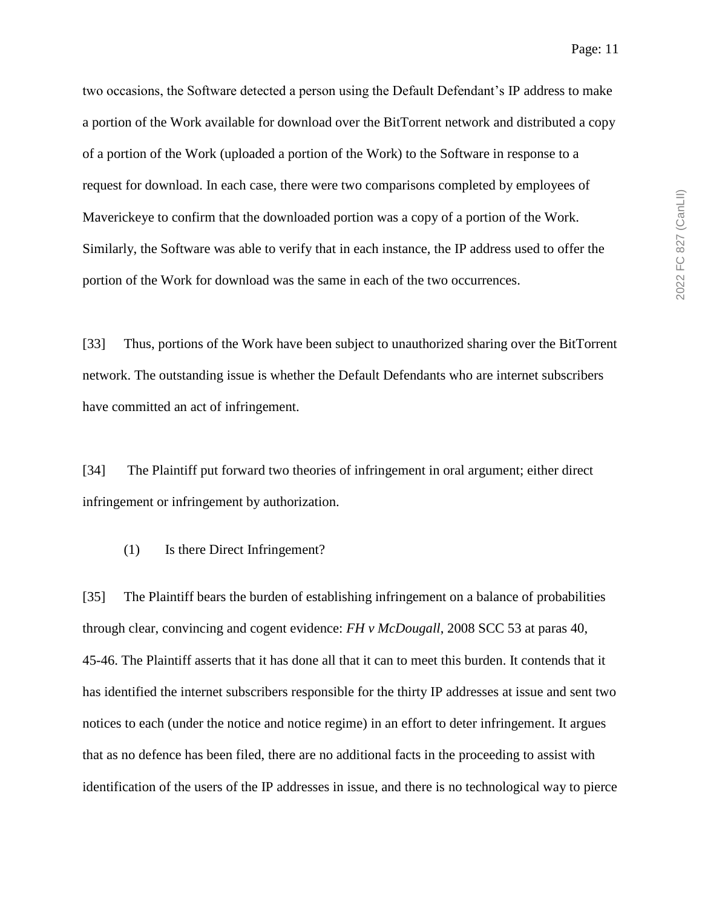two occasions, the Software detected a person using the Default Defendant's IP address to make a portion of the Work available for download over the BitTorrent network and distributed a copy of a portion of the Work (uploaded a portion of the Work) to the Software in response to a request for download. In each case, there were two comparisons completed by employees of Maverickeye to confirm that the downloaded portion was a copy of a portion of the Work. Similarly, the Software was able to verify that in each instance, the IP address used to offer the portion of the Work for download was the same in each of the two occurrences.

[33] Thus, portions of the Work have been subject to unauthorized sharing over the BitTorrent network. The outstanding issue is whether the Default Defendants who are internet subscribers have committed an act of infringement.

[34] The Plaintiff put forward two theories of infringement in oral argument; either direct infringement or infringement by authorization.

(1) Is there Direct Infringement?

[35] The Plaintiff bears the burden of establishing infringement on a balance of probabilities through clear, convincing and cogent evidence: *FH v McDougall*, 2008 SCC 53 at paras 40, 45-46. The Plaintiff asserts that it has done all that it can to meet this burden. It contends that it has identified the internet subscribers responsible for the thirty IP addresses at issue and sent two notices to each (under the notice and notice regime) in an effort to deter infringement. It argues that as no defence has been filed, there are no additional facts in the proceeding to assist with identification of the users of the IP addresses in issue, and there is no technological way to pierce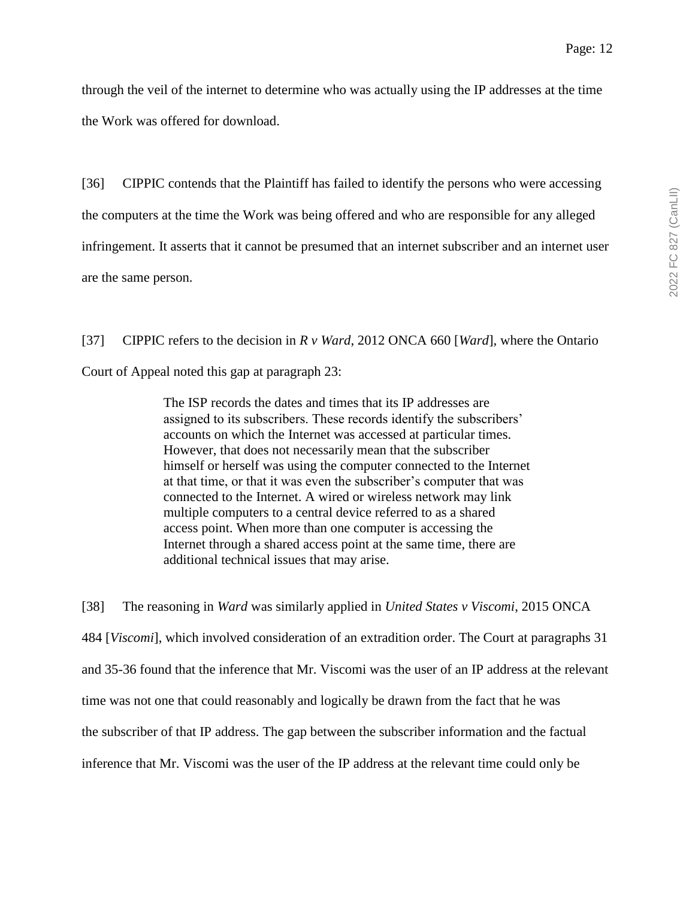through the veil of the internet to determine who was actually using the IP addresses at the time the Work was offered for download.

[36] CIPPIC contends that the Plaintiff has failed to identify the persons who were accessing the computers at the time the Work was being offered and who are responsible for any alleged infringement. It asserts that it cannot be presumed that an internet subscriber and an internet user are the same person.

[37] CIPPIC refers to the decision in *R v Ward*, 2012 ONCA 660 [*Ward*], where the Ontario Court of Appeal noted this gap at paragraph 23:

> The ISP records the dates and times that its IP addresses are assigned to its subscribers. These records identify the subscribers' accounts on which the Internet was accessed at particular times. However, that does not necessarily mean that the subscriber himself or herself was using the computer connected to the Internet at that time, or that it was even the subscriber's computer that was connected to the Internet. A wired or wireless network may link multiple computers to a central device referred to as a shared access point. When more than one computer is accessing the Internet through a shared access point at the same time, there are additional technical issues that may arise.

[38] The reasoning in *Ward* was similarly applied in *United States v Viscomi*, 2015 ONCA 484 [*Viscomi*], which involved consideration of an extradition order. The Court at paragraphs 31 and 35-36 found that the inference that Mr. Viscomi was the user of an IP address at the relevant time was not one that could reasonably and logically be drawn from the fact that he was the subscriber of that IP address. The gap between the subscriber information and the factual inference that Mr. Viscomi was the user of the IP address at the relevant time could only be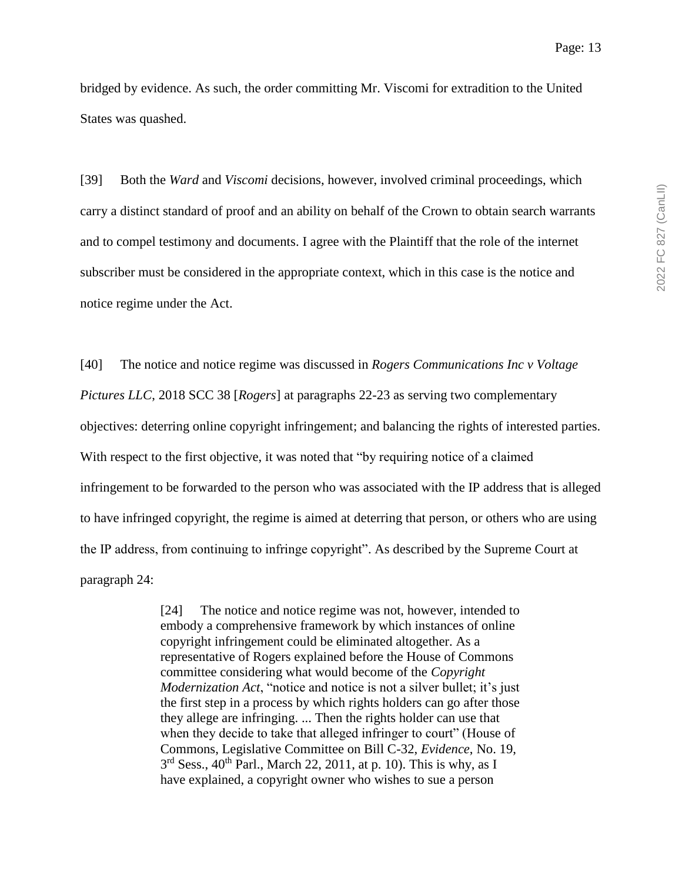bridged by evidence. As such, the order committing Mr. Viscomi for extradition to the United States was quashed.

[39] Both the *Ward* and *Viscomi* decisions, however, involved criminal proceedings, which carry a distinct standard of proof and an ability on behalf of the Crown to obtain search warrants and to compel testimony and documents. I agree with the Plaintiff that the role of the internet subscriber must be considered in the appropriate context, which in this case is the notice and notice regime under the Act.

[40] The notice and notice regime was discussed in *Rogers Communications Inc v Voltage Pictures LLC*, 2018 SCC 38 [*Rogers*] at paragraphs 22-23 as serving two complementary objectives: deterring online copyright infringement; and balancing the rights of interested parties. With respect to the first objective, it was noted that "by requiring notice of a claimed infringement to be forwarded to the person who was associated with the IP address that is alleged to have infringed copyright, the regime is aimed at deterring that person, or others who are using the IP address, from continuing to infringe copyright". As described by the Supreme Court at paragraph 24:

> [24] The notice and notice regime was not, however, intended to embody a comprehensive framework by which instances of online copyright infringement could be eliminated altogether. As a representative of Rogers explained before the House of Commons committee considering what would become of the *Copyright Modernization Act*, "notice and notice is not a silver bullet; it's just the first step in a process by which rights holders can go after those they allege are infringing. ... Then the rights holder can use that when they decide to take that alleged infringer to court" (House of Commons, Legislative Committee on Bill C-32, *Evidence*, No. 19, 3rd Sess., 40th Parl., March 22, 2011, at p. 10). This is why, as I have explained, a copyright owner who wishes to sue a person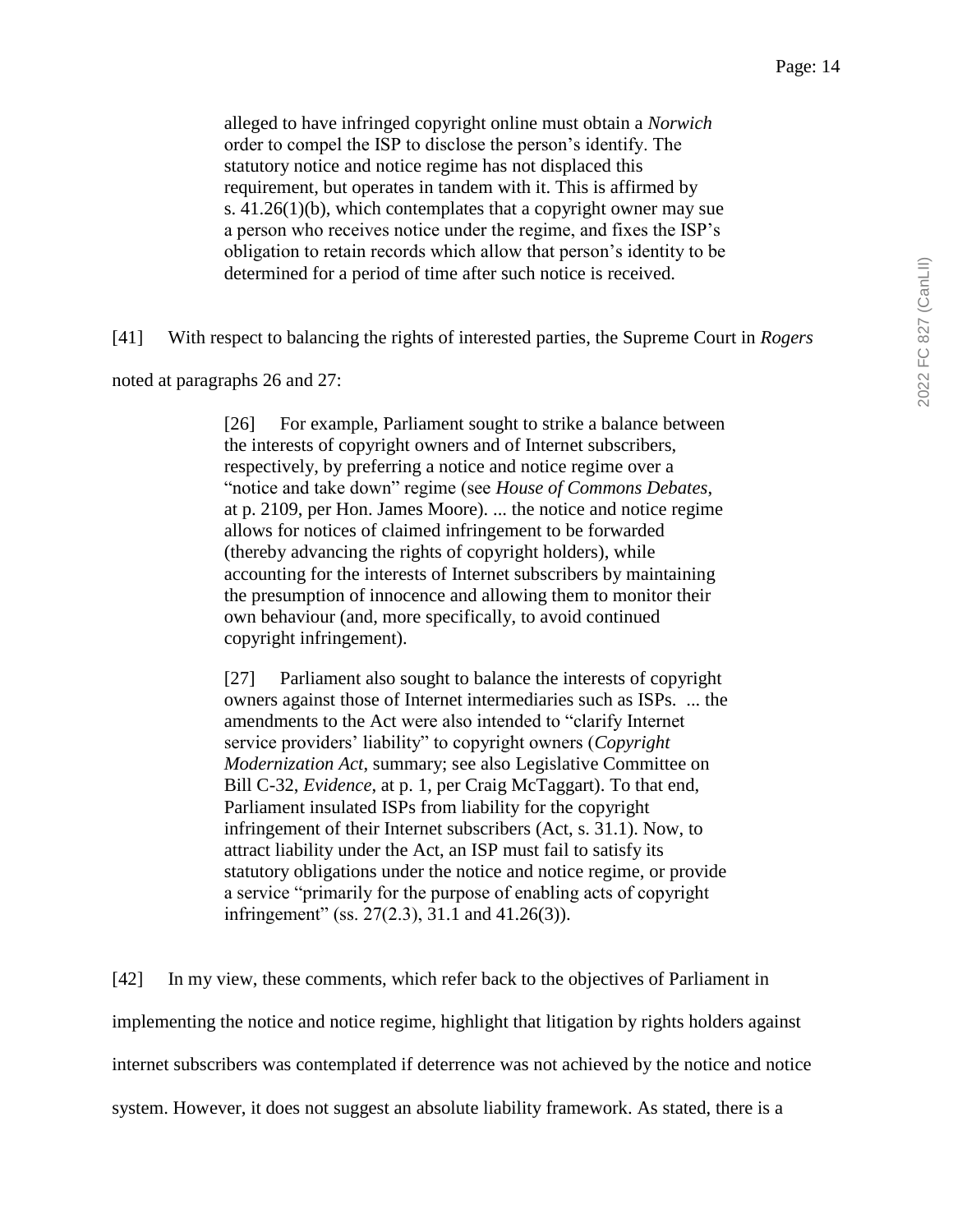> alleged to have infringed copyright online must obtain a *Norwich* order to compel the ISP to disclose the person's identify. The statutory notice and notice regime has not displaced this requirement, but operates in tandem with it. This is affirmed by s. 41.26(1)(b), which contemplates that a copyright owner may sue a person who receives notice under the regime, and fixes the ISP's obligation to retain records which allow that person's identity to be determined for a period of time after such notice is received.

[41] With respect to balancing the rights of interested parties, the Supreme Court in *Rogers* noted at paragraphs 26 and 27:

> [26] For example, Parliament sought to strike a balance between the interests of copyright owners and of Internet subscribers, respectively, by preferring a notice and notice regime over a "notice and take down" regime (see *House of Commons Debates*, at p. 2109, per Hon. James Moore). ... the notice and notice regime allows for notices of claimed infringement to be forwarded (thereby advancing the rights of copyright holders), while accounting for the interests of Internet subscribers by maintaining the presumption of innocence and allowing them to monitor their own behaviour (and, more specifically, to avoid continued copyright infringement).
>
> [27] Parliament also sought to balance the interests of copyright owners against those of Internet intermediaries such as ISPs. ... the amendments to the Act were also intended to "clarify Internet service providers' liability" to copyright owners (*Copyright Modernization Act*, summary; see also Legislative Committee on Bill C-32, *Evidence*, at p. 1, per Craig McTaggart). To that end, Parliament insulated ISPs from liability for the copyright infringement of their Internet subscribers (Act, s. 31.1). Now, to attract liability under the Act, an ISP must fail to satisfy its statutory obligations under the notice and notice regime, or provide a service "primarily for the purpose of enabling acts of copyright infringement" (ss. 27(2.3), 31.1 and 41.26(3)).

[42] In my view, these comments, which refer back to the objectives of Parliament in implementing the notice and notice regime, highlight that litigation by rights holders against internet subscribers was contemplated if deterrence was not achieved by the notice and notice system. However, it does not suggest an absolute liability framework. As stated, there is a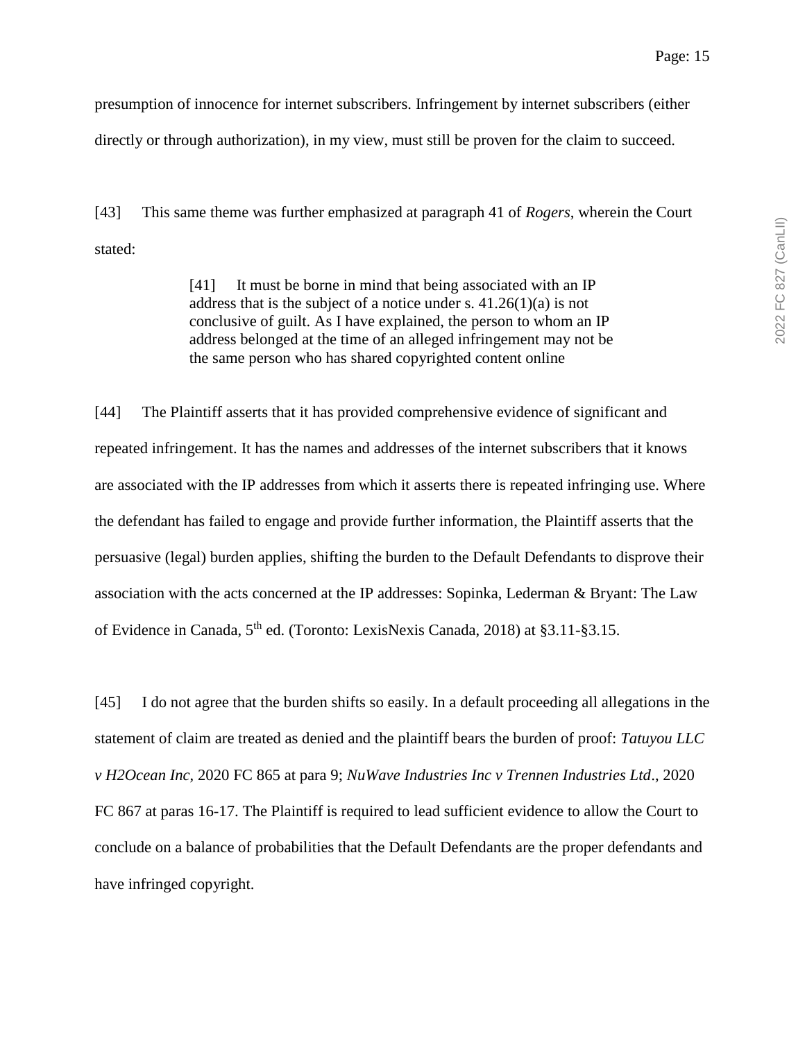presumption of innocence for internet subscribers. Infringement by internet subscribers (either directly or through authorization), in my view, must still be proven for the claim to succeed.

[43] This same theme was further emphasized at paragraph 41 of *Rogers*, wherein the Court stated:

> [41] It must be borne in mind that being associated with an IP address that is the subject of a notice under s. 41.26(1)(a) is not conclusive of guilt. As I have explained, the person to whom an IP address belonged at the time of an alleged infringement may not be the same person who has shared copyrighted content online

[44] The Plaintiff asserts that it has provided comprehensive evidence of significant and repeated infringement. It has the names and addresses of the internet subscribers that it knows are associated with the IP addresses from which it asserts there is repeated infringing use. Where the defendant has failed to engage and provide further information, the Plaintiff asserts that the persuasive (legal) burden applies, shifting the burden to the Default Defendants to disprove their association with the acts concerned at the IP addresses: Sopinka, Lederman & Bryant: The Law of Evidence in Canada, 5th ed. (Toronto: LexisNexis Canada, 2018) at §3.11-§3.15.

[45] I do not agree that the burden shifts so easily. In a default proceeding all allegations in the statement of claim are treated as denied and the plaintiff bears the burden of proof: *Tatuyou LLC v H2Ocean Inc*, 2020 FC 865 at para 9; *NuWave Industries Inc v Trennen Industries Ltd*., 2020 FC 867 at paras 16-17. The Plaintiff is required to lead sufficient evidence to allow the Court to conclude on a balance of probabilities that the Default Defendants are the proper defendants and have infringed copyright.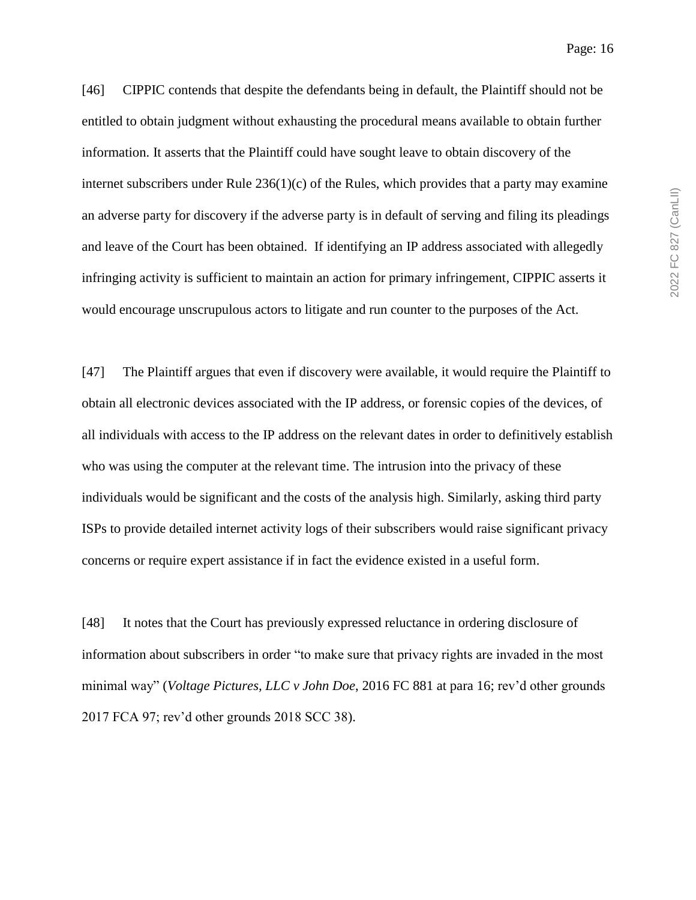[46] CIPPIC contends that despite the defendants being in default, the Plaintiff should not be entitled to obtain judgment without exhausting the procedural means available to obtain further information. It asserts that the Plaintiff could have sought leave to obtain discovery of the internet subscribers under Rule 236(1)(c) of the Rules, which provides that a party may examine an adverse party for discovery if the adverse party is in default of serving and filing its pleadings and leave of the Court has been obtained. If identifying an IP address associated with allegedly infringing activity is sufficient to maintain an action for primary infringement, CIPPIC asserts it would encourage unscrupulous actors to litigate and run counter to the purposes of the Act.

[47] The Plaintiff argues that even if discovery were available, it would require the Plaintiff to obtain all electronic devices associated with the IP address, or forensic copies of the devices, of all individuals with access to the IP address on the relevant dates in order to definitively establish who was using the computer at the relevant time. The intrusion into the privacy of these individuals would be significant and the costs of the analysis high. Similarly, asking third party ISPs to provide detailed internet activity logs of their subscribers would raise significant privacy concerns or require expert assistance if in fact the evidence existed in a useful form.

[48] It notes that the Court has previously expressed reluctance in ordering disclosure of information about subscribers in order "to make sure that privacy rights are invaded in the most minimal way" (*Voltage Pictures, LLC v John Doe*, 2016 FC 881 at para 16; rev'd other grounds 2017 FCA 97; rev'd other grounds 2018 SCC 38).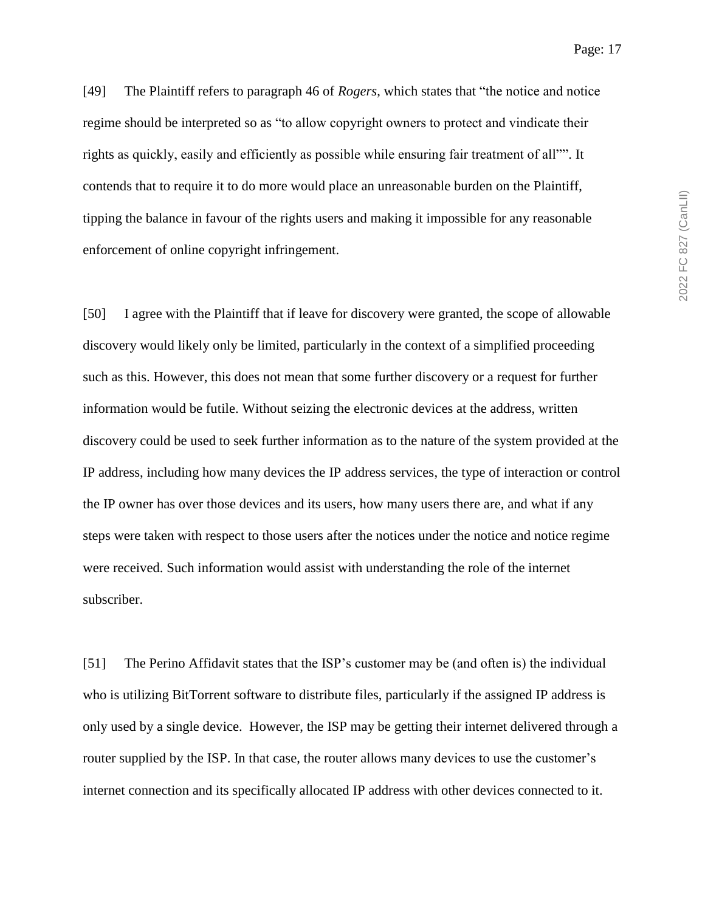[49] The Plaintiff refers to paragraph 46 of *Rogers*, which states that "the notice and notice regime should be interpreted so as "to allow copyright owners to protect and vindicate their rights as quickly, easily and efficiently as possible while ensuring fair treatment of all"". It contends that to require it to do more would place an unreasonable burden on the Plaintiff, tipping the balance in favour of the rights users and making it impossible for any reasonable enforcement of online copyright infringement.

[50] I agree with the Plaintiff that if leave for discovery were granted, the scope of allowable discovery would likely only be limited, particularly in the context of a simplified proceeding such as this. However, this does not mean that some further discovery or a request for further information would be futile. Without seizing the electronic devices at the address, written discovery could be used to seek further information as to the nature of the system provided at the IP address, including how many devices the IP address services, the type of interaction or control the IP owner has over those devices and its users, how many users there are, and what if any steps were taken with respect to those users after the notices under the notice and notice regime were received. Such information would assist with understanding the role of the internet subscriber.

[51] The Perino Affidavit states that the ISP's customer may be (and often is) the individual who is utilizing BitTorrent software to distribute files, particularly if the assigned IP address is only used by a single device. However, the ISP may be getting their internet delivered through a router supplied by the ISP. In that case, the router allows many devices to use the customer's internet connection and its specifically allocated IP address with other devices connected to it.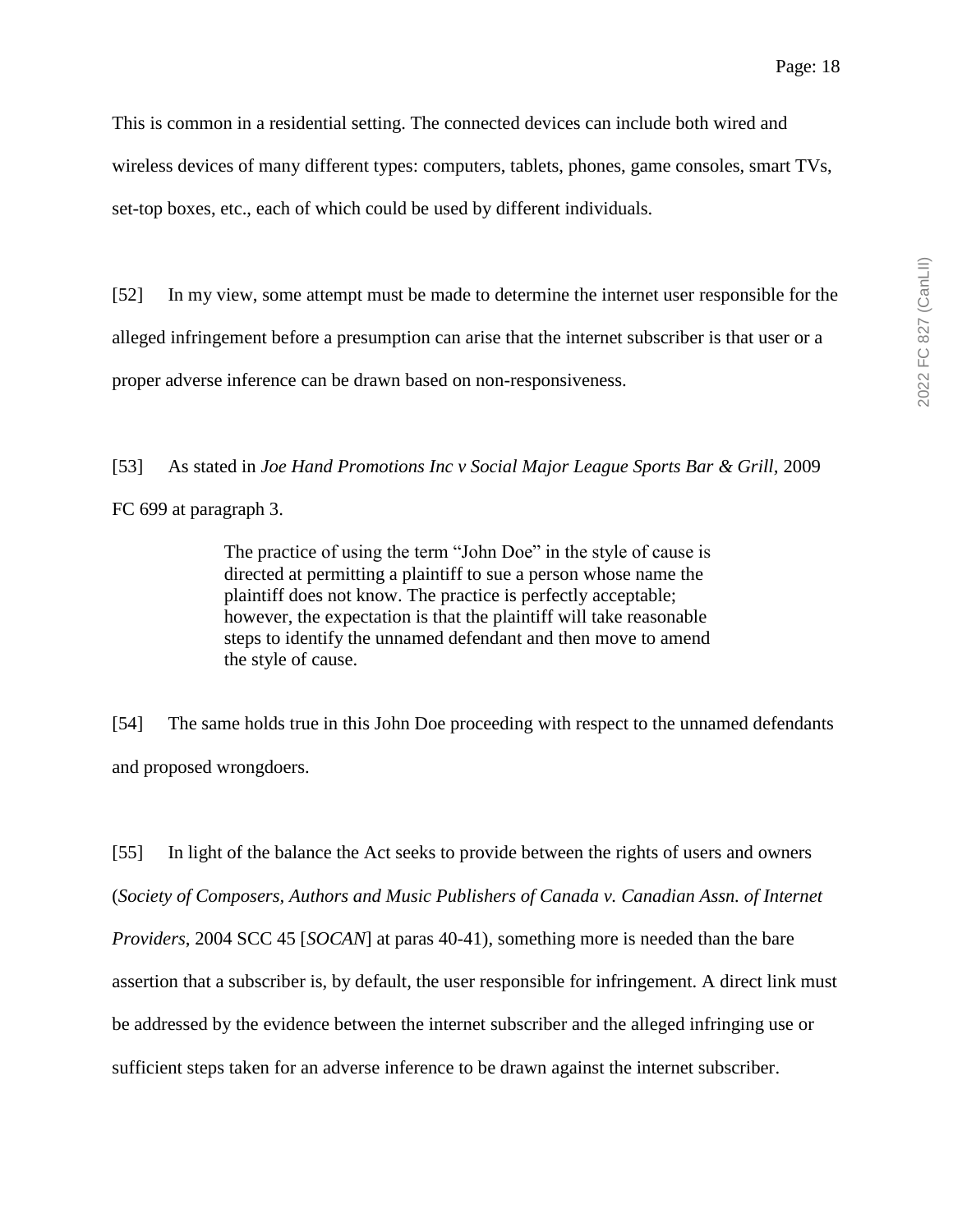This is common in a residential setting. The connected devices can include both wired and wireless devices of many different types: computers, tablets, phones, game consoles, smart TVs, set-top boxes, etc., each of which could be used by different individuals.

[52] In my view, some attempt must be made to determine the internet user responsible for the alleged infringement before a presumption can arise that the internet subscriber is that user or a proper adverse inference can be drawn based on non-responsiveness.

[53] As stated in *Joe Hand Promotions Inc v Social Major League Sports Bar & Grill*, 2009 FC 699 at paragraph 3.

> The practice of using the term "John Doe" in the style of cause is directed at permitting a plaintiff to sue a person whose name the plaintiff does not know. The practice is perfectly acceptable; however, the expectation is that the plaintiff will take reasonable steps to identify the unnamed defendant and then move to amend the style of cause.

[54] The same holds true in this John Doe proceeding with respect to the unnamed defendants and proposed wrongdoers.

[55] In light of the balance the Act seeks to provide between the rights of users and owners (*Society of Composers, Authors and Music Publishers of Canada v. Canadian Assn. of Internet Providers*, 2004 SCC 45 [*SOCAN*] at paras 40-41), something more is needed than the bare assertion that a subscriber is, by default, the user responsible for infringement. A direct link must be addressed by the evidence between the internet subscriber and the alleged infringing use or sufficient steps taken for an adverse inference to be drawn against the internet subscriber.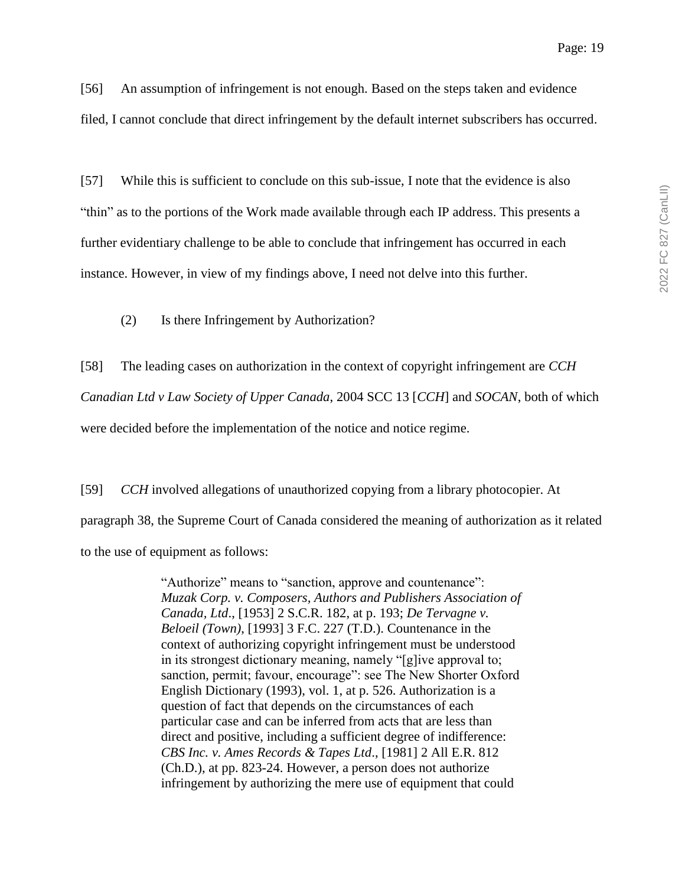[56] An assumption of infringement is not enough. Based on the steps taken and evidence filed, I cannot conclude that direct infringement by the default internet subscribers has occurred.

[57] While this is sufficient to conclude on this sub-issue, I note that the evidence is also "thin" as to the portions of the Work made available through each IP address. This presents a further evidentiary challenge to be able to conclude that infringement has occurred in each instance. However, in view of my findings above, I need not delve into this further.

(2) Is there Infringement by Authorization?

[58] The leading cases on authorization in the context of copyright infringement are *CCH Canadian Ltd v Law Society of Upper Canada*, 2004 SCC 13 [*CCH*] and *SOCAN*, both of which were decided before the implementation of the notice and notice regime.

[59] *CCH* involved allegations of unauthorized copying from a library photocopier. At paragraph 38, the Supreme Court of Canada considered the meaning of authorization as it related to the use of equipment as follows:

> "Authorize" means to "sanction, approve and countenance": *Muzak Corp. v. Composers, Authors and Publishers Association of Canada, Ltd*., [1953] 2 S.C.R. 182, at p. 193; *De Tervagne v. Beloeil (Town)*, [1993] 3 F.C. 227 (T.D.). Countenance in the context of authorizing copyright infringement must be understood in its strongest dictionary meaning, namely "[g]ive approval to; sanction, permit; favour, encourage": see The New Shorter Oxford English Dictionary (1993), vol. 1, at p. 526. Authorization is a question of fact that depends on the circumstances of each particular case and can be inferred from acts that are less than direct and positive, including a sufficient degree of indifference: *CBS Inc. v. Ames Records & Tapes Ltd*., [1981] 2 All E.R. 812 (Ch.D.), at pp. 823-24. However, a person does not authorize infringement by authorizing the mere use of equipment that could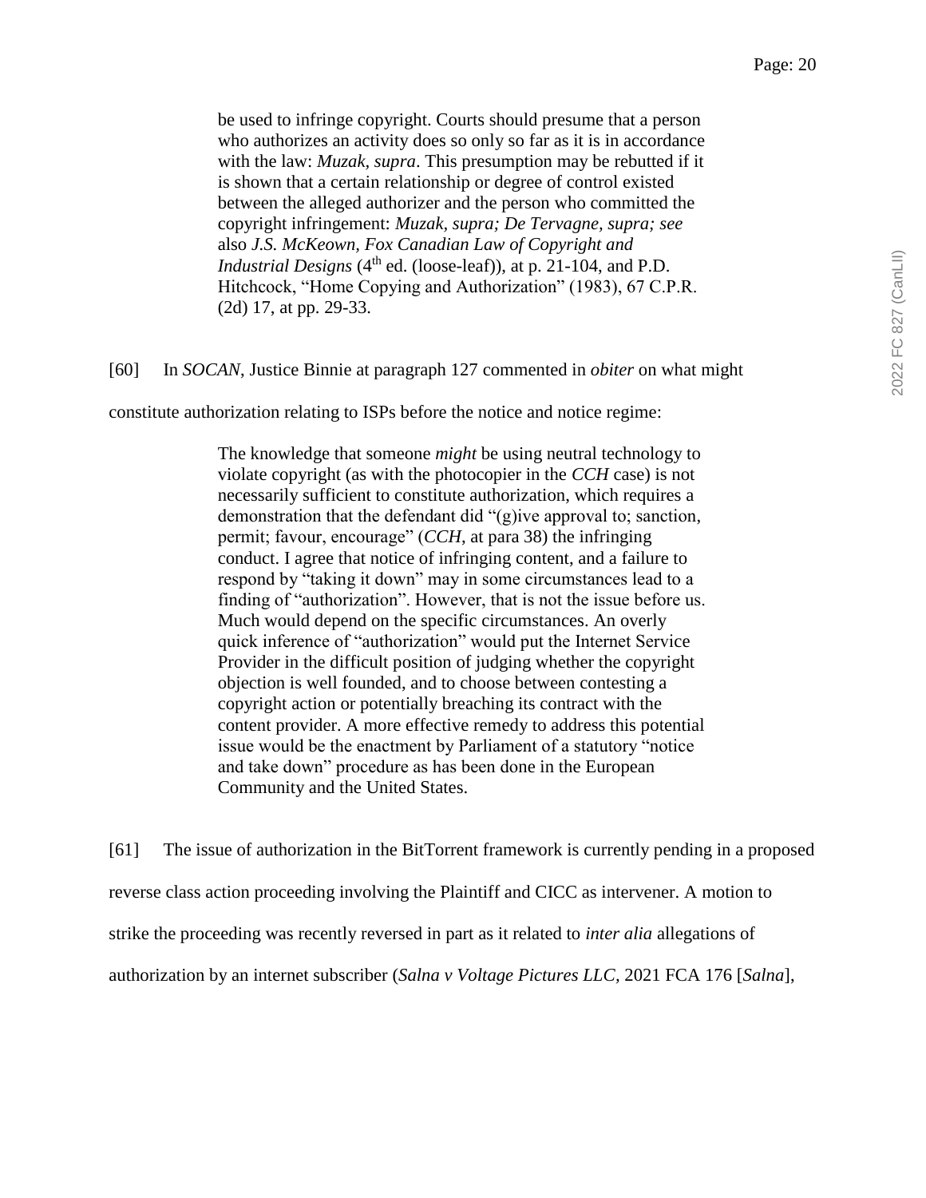> be used to infringe copyright. Courts should presume that a person who authorizes an activity does so only so far as it is in accordance with the law: *Muzak*, *supra*. This presumption may be rebutted if it is shown that a certain relationship or degree of control existed between the alleged authorizer and the person who committed the copyright infringement: *Muzak, supra; De Tervagne*, *supra; see* also *J.S. McKeown, Fox Canadian Law of Copyright and Industrial Designs* (4th ed. (loose-leaf)), at p. 21-104, and P.D. Hitchcock, "Home Copying and Authorization" (1983), 67 C.P.R. (2d) 17, at pp. 29-33.

[60] In *SOCAN*, Justice Binnie at paragraph 127 commented in *obiter* on what might constitute authorization relating to ISPs before the notice and notice regime:

> The knowledge that someone *might* be using neutral technology to violate copyright (as with the photocopier in the *CCH* case) is not necessarily sufficient to constitute authorization, which requires a demonstration that the defendant did "(g)ive approval to; sanction, permit; favour, encourage" (*CCH*, at para 38) the infringing conduct. I agree that notice of infringing content, and a failure to respond by "taking it down" may in some circumstances lead to a finding of "authorization". However, that is not the issue before us. Much would depend on the specific circumstances. An overly quick inference of "authorization" would put the Internet Service Provider in the difficult position of judging whether the copyright objection is well founded, and to choose between contesting a copyright action or potentially breaching its contract with the content provider. A more effective remedy to address this potential issue would be the enactment by Parliament of a statutory "notice and take down" procedure as has been done in the European Community and the United States.

[61] The issue of authorization in the BitTorrent framework is currently pending in a proposed reverse class action proceeding involving the Plaintiff and CICC as intervener. A motion to strike the proceeding was recently reversed in part as it related to *inter alia* allegations of authorization by an internet subscriber (*Salna v Voltage Pictures LLC*, 2021 FCA 176 [*Salna*],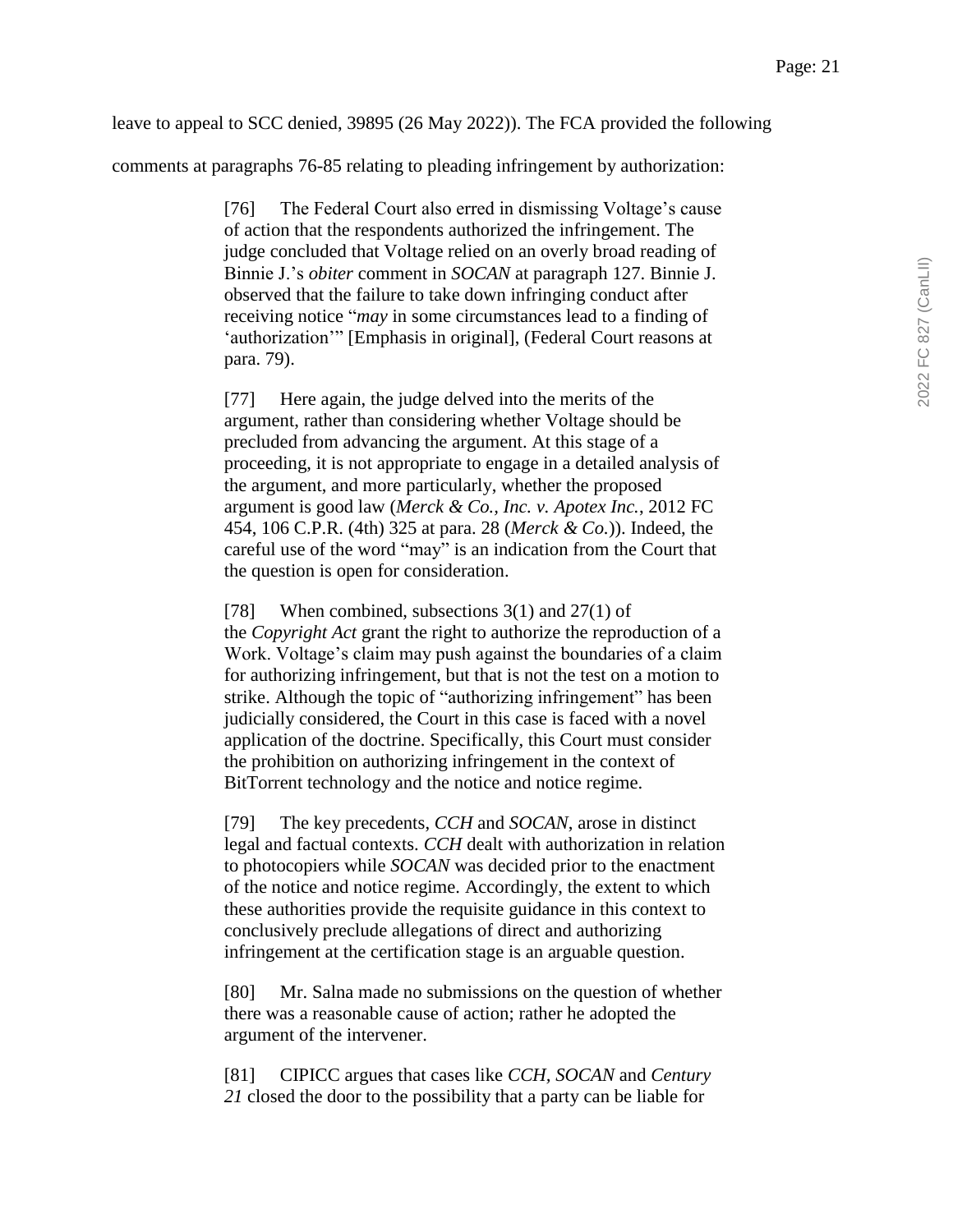leave to appeal to SCC denied, 39895 (26 May 2022)). The FCA provided the following comments at paragraphs 76-85 relating to pleading infringement by authorization:

> [76] The Federal Court also erred in dismissing Voltage's cause of action that the respondents authorized the infringement. The judge concluded that Voltage relied on an overly broad reading of Binnie J.'s *obiter* comment in *SOCAN* at paragraph 127. Binnie J. observed that the failure to take down infringing conduct after receiving notice "*may* in some circumstances lead to a finding of 'authorization'" [Emphasis in original], (Federal Court reasons at para. 79).
>
> [77] Here again, the judge delved into the merits of the argument, rather than considering whether Voltage should be precluded from advancing the argument. At this stage of a proceeding, it is not appropriate to engage in a detailed analysis of the argument, and more particularly, whether the proposed argument is good law (*Merck & Co., Inc. v. Apotex Inc.*, 2012 FC 454, 106 C.P.R. (4th) 325 at para. 28 (*Merck & Co.*)). Indeed, the careful use of the word "may" is an indication from the Court that the question is open for consideration.
>
> [78] When combined, subsections 3(1) and 27(1) of the *Copyright Act* grant the right to authorize the reproduction of a Work. Voltage's claim may push against the boundaries of a claim for authorizing infringement, but that is not the test on a motion to strike. Although the topic of "authorizing infringement" has been judicially considered, the Court in this case is faced with a novel application of the doctrine. Specifically, this Court must consider the prohibition on authorizing infringement in the context of BitTorrent technology and the notice and notice regime.
>
> [79] The key precedents, *CCH* and *SOCAN*, arose in distinct legal and factual contexts. *CCH* dealt with authorization in relation to photocopiers while *SOCAN* was decided prior to the enactment of the notice and notice regime. Accordingly, the extent to which these authorities provide the requisite guidance in this context to conclusively preclude allegations of direct and authorizing infringement at the certification stage is an arguable question.
>
> [80] Mr. Salna made no submissions on the question of whether there was a reasonable cause of action; rather he adopted the argument of the intervener.
>
> [81] CIPICC argues that cases like *CCH*, *SOCAN* and *Century 21* closed the door to the possibility that a party can be liable for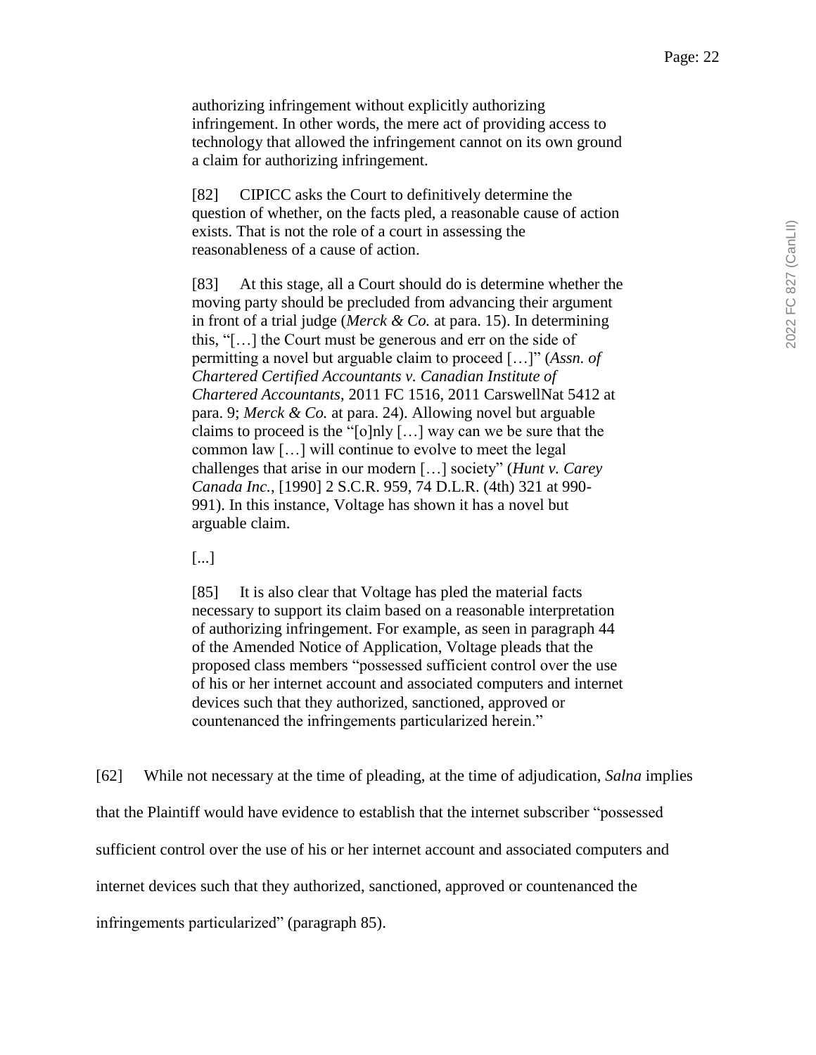> authorizing infringement without explicitly authorizing infringement. In other words, the mere act of providing access to technology that allowed the infringement cannot on its own ground a claim for authorizing infringement.
>
> [82] CIPICC asks the Court to definitively determine the question of whether, on the facts pled, a reasonable cause of action exists. That is not the role of a court in assessing the reasonableness of a cause of action.
>
> [83] At this stage, all a Court should do is determine whether the moving party should be precluded from advancing their argument in front of a trial judge (*Merck & Co.* at para. 15). In determining this, "[…] the Court must be generous and err on the side of permitting a novel but arguable claim to proceed […]" (*Assn. of Chartered Certified Accountants v. Canadian Institute of Chartered Accountants*, 2011 FC 1516, 2011 CarswellNat 5412 at para. 9; *Merck & Co.* at para. 24). Allowing novel but arguable claims to proceed is the "[o]nly […] way can we be sure that the common law […] will continue to evolve to meet the legal challenges that arise in our modern […] society" (*Hunt v. Carey Canada Inc.*, [1990] 2 S.C.R. 959, 74 D.L.R. (4th) 321 at 990-991). In this instance, Voltage has shown it has a novel but arguable claim.
>
> [...]
>
> [85] It is also clear that Voltage has pled the material facts necessary to support its claim based on a reasonable interpretation of authorizing infringement. For example, as seen in paragraph 44 of the Amended Notice of Application, Voltage pleads that the proposed class members "possessed sufficient control over the use of his or her internet account and associated computers and internet devices such that they authorized, sanctioned, approved or countenanced the infringements particularized herein."

[62] While not necessary at the time of pleading, at the time of adjudication, *Salna* implies that the Plaintiff would have evidence to establish that the internet subscriber "possessed sufficient control over the use of his or her internet account and associated computers and internet devices such that they authorized, sanctioned, approved or countenanced the infringements particularized" (paragraph 85).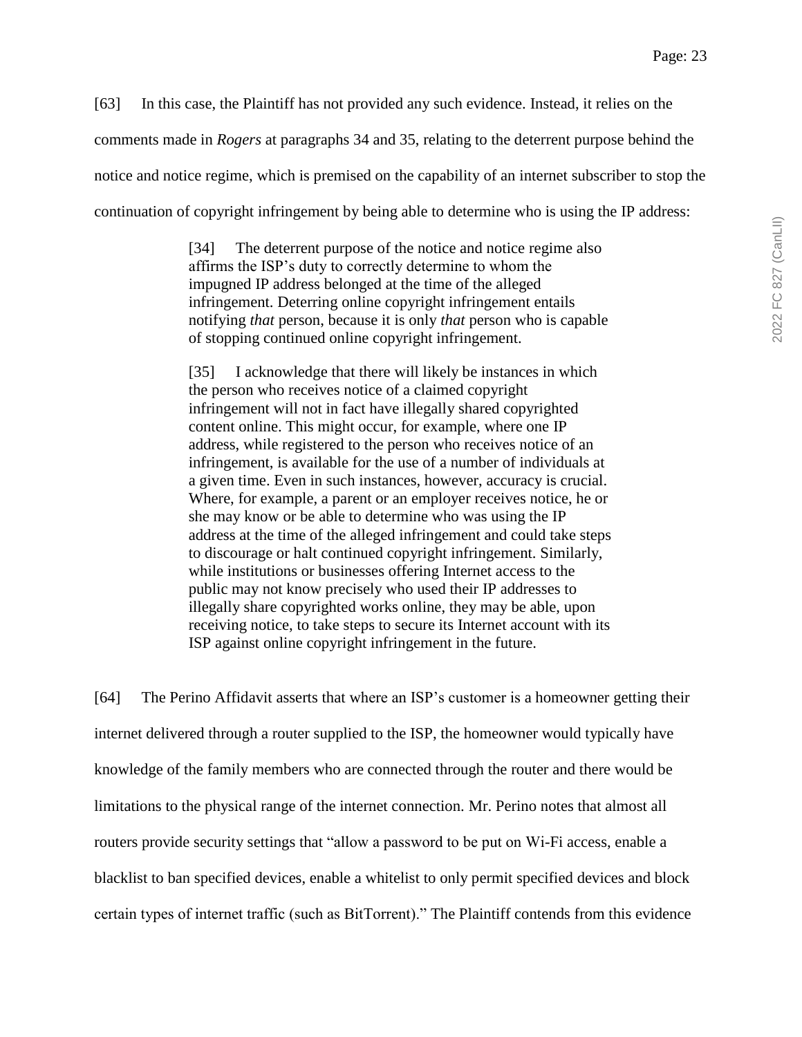[63] In this case, the Plaintiff has not provided any such evidence. Instead, it relies on the comments made in *Rogers* at paragraphs 34 and 35, relating to the deterrent purpose behind the notice and notice regime, which is premised on the capability of an internet subscriber to stop the continuation of copyright infringement by being able to determine who is using the IP address:

> [34] The deterrent purpose of the notice and notice regime also affirms the ISP's duty to correctly determine to whom the impugned IP address belonged at the time of the alleged infringement. Deterring online copyright infringement entails notifying *that* person, because it is only *that* person who is capable of stopping continued online copyright infringement.
>
> [35] I acknowledge that there will likely be instances in which the person who receives notice of a claimed copyright infringement will not in fact have illegally shared copyrighted content online. This might occur, for example, where one IP address, while registered to the person who receives notice of an infringement, is available for the use of a number of individuals at a given time. Even in such instances, however, accuracy is crucial. Where, for example, a parent or an employer receives notice, he or she may know or be able to determine who was using the IP address at the time of the alleged infringement and could take steps to discourage or halt continued copyright infringement. Similarly, while institutions or businesses offering Internet access to the public may not know precisely who used their IP addresses to illegally share copyrighted works online, they may be able, upon receiving notice, to take steps to secure its Internet account with its ISP against online copyright infringement in the future.

[64] The Perino Affidavit asserts that where an ISP's customer is a homeowner getting their internet delivered through a router supplied to the ISP, the homeowner would typically have knowledge of the family members who are connected through the router and there would be limitations to the physical range of the internet connection. Mr. Perino notes that almost all routers provide security settings that "allow a password to be put on Wi-Fi access, enable a blacklist to ban specified devices, enable a whitelist to only permit specified devices and block certain types of internet traffic (such as BitTorrent)." The Plaintiff contends from this evidence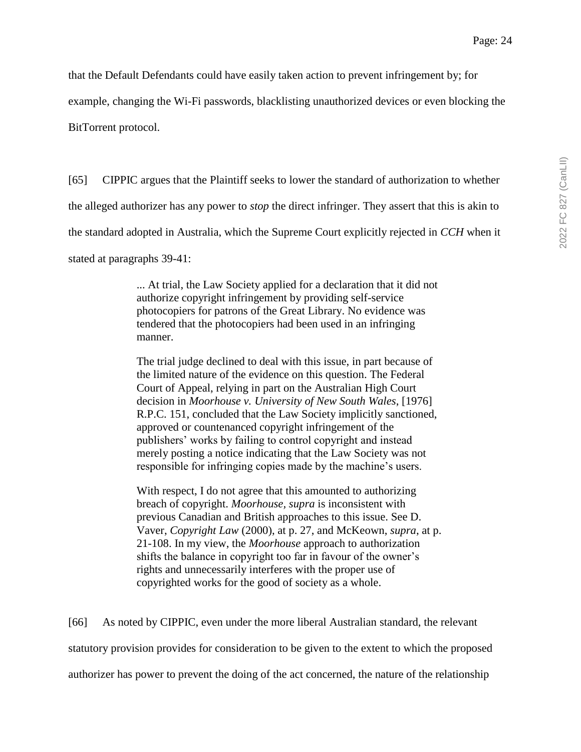that the Default Defendants could have easily taken action to prevent infringement by; for example, changing the Wi-Fi passwords, blacklisting unauthorized devices or even blocking the BitTorrent protocol.

[65] CIPPIC argues that the Plaintiff seeks to lower the standard of authorization to whether the alleged authorizer has any power to *stop* the direct infringer. They assert that this is akin to the standard adopted in Australia, which the Supreme Court explicitly rejected in *CCH* when it stated at paragraphs 39-41:

> ... At trial, the Law Society applied for a declaration that it did not authorize copyright infringement by providing self-service photocopiers for patrons of the Great Library. No evidence was tendered that the photocopiers had been used in an infringing manner.
>
> The trial judge declined to deal with this issue, in part because of the limited nature of the evidence on this question. The Federal Court of Appeal, relying in part on the Australian High Court decision in *Moorhouse v. University of New South Wales*, [1976] R.P.C. 151, concluded that the Law Society implicitly sanctioned, approved or countenanced copyright infringement of the publishers' works by failing to control copyright and instead merely posting a notice indicating that the Law Society was not responsible for infringing copies made by the machine's users.
>
> With respect, I do not agree that this amounted to authorizing breach of copyright. *Moorhouse, supra* is inconsistent with previous Canadian and British approaches to this issue. See D. Vaver, *Copyright Law* (2000), at p. 27, and McKeown, *supra*, at p. 21-108. In my view, the *Moorhouse* approach to authorization shifts the balance in copyright too far in favour of the owner's rights and unnecessarily interferes with the proper use of copyrighted works for the good of society as a whole.

[66] As noted by CIPPIC, even under the more liberal Australian standard, the relevant statutory provision provides for consideration to be given to the extent to which the proposed authorizer has power to prevent the doing of the act concerned, the nature of the relationship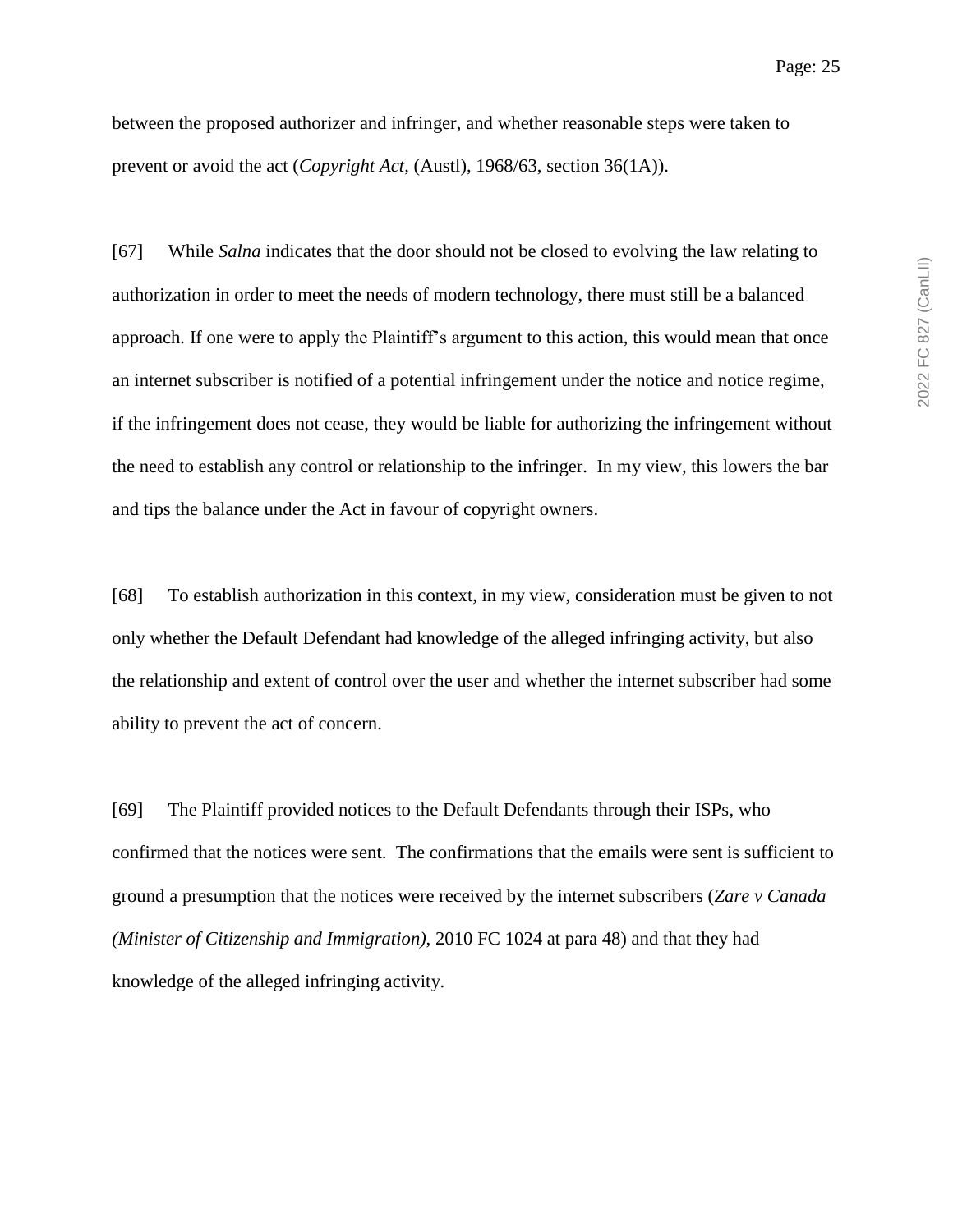between the proposed authorizer and infringer, and whether reasonable steps were taken to prevent or avoid the act (*Copyright Act*, (Austl), 1968/63, section 36(1A)).

[67] While *Salna* indicates that the door should not be closed to evolving the law relating to authorization in order to meet the needs of modern technology, there must still be a balanced approach. If one were to apply the Plaintiff's argument to this action, this would mean that once an internet subscriber is notified of a potential infringement under the notice and notice regime, if the infringement does not cease, they would be liable for authorizing the infringement without the need to establish any control or relationship to the infringer. In my view, this lowers the bar and tips the balance under the Act in favour of copyright owners.

[68] To establish authorization in this context, in my view, consideration must be given to not only whether the Default Defendant had knowledge of the alleged infringing activity, but also the relationship and extent of control over the user and whether the internet subscriber had some ability to prevent the act of concern.

[69] The Plaintiff provided notices to the Default Defendants through their ISPs, who confirmed that the notices were sent. The confirmations that the emails were sent is sufficient to ground a presumption that the notices were received by the internet subscribers (*Zare v Canada (Minister of Citizenship and Immigration)*, 2010 FC 1024 at para 48) and that they had knowledge of the alleged infringing activity.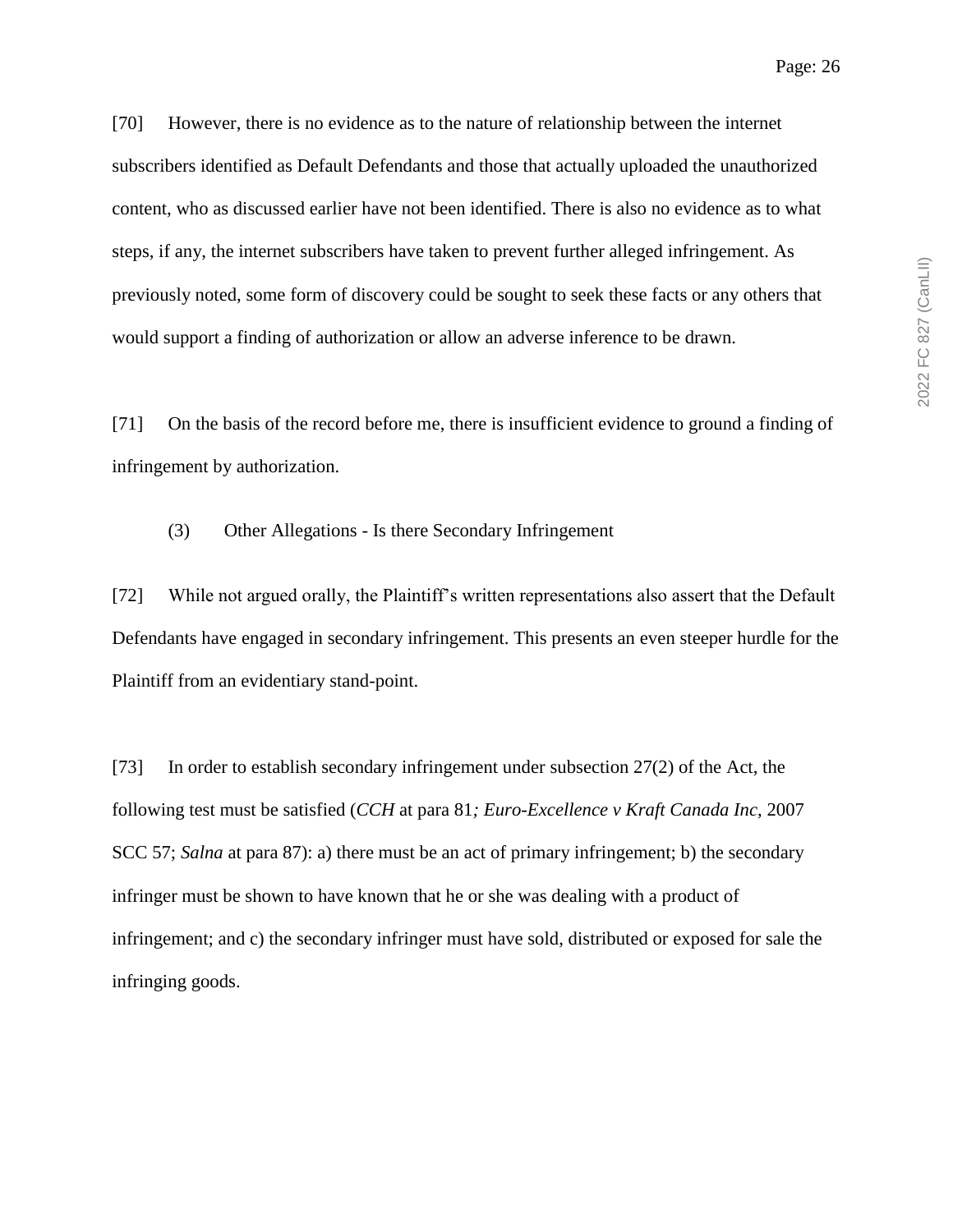[70] However, there is no evidence as to the nature of relationship between the internet subscribers identified as Default Defendants and those that actually uploaded the unauthorized content, who as discussed earlier have not been identified. There is also no evidence as to what steps, if any, the internet subscribers have taken to prevent further alleged infringement. As previously noted, some form of discovery could be sought to seek these facts or any others that would support a finding of authorization or allow an adverse inference to be drawn.

[71] On the basis of the record before me, there is insufficient evidence to ground a finding of infringement by authorization.

(3) Other Allegations - Is there Secondary Infringement

[72] While not argued orally, the Plaintiff's written representations also assert that the Default Defendants have engaged in secondary infringement. This presents an even steeper hurdle for the Plaintiff from an evidentiary stand-point.

[73] In order to establish secondary infringement under subsection 27(2) of the Act, the following test must be satisfied (*CCH* at para 81*; Euro-Excellence v Kraft Canada Inc*, 2007 SCC 57; *Salna* at para 87): a) there must be an act of primary infringement; b) the secondary infringer must be shown to have known that he or she was dealing with a product of infringement; and c) the secondary infringer must have sold, distributed or exposed for sale the infringing goods.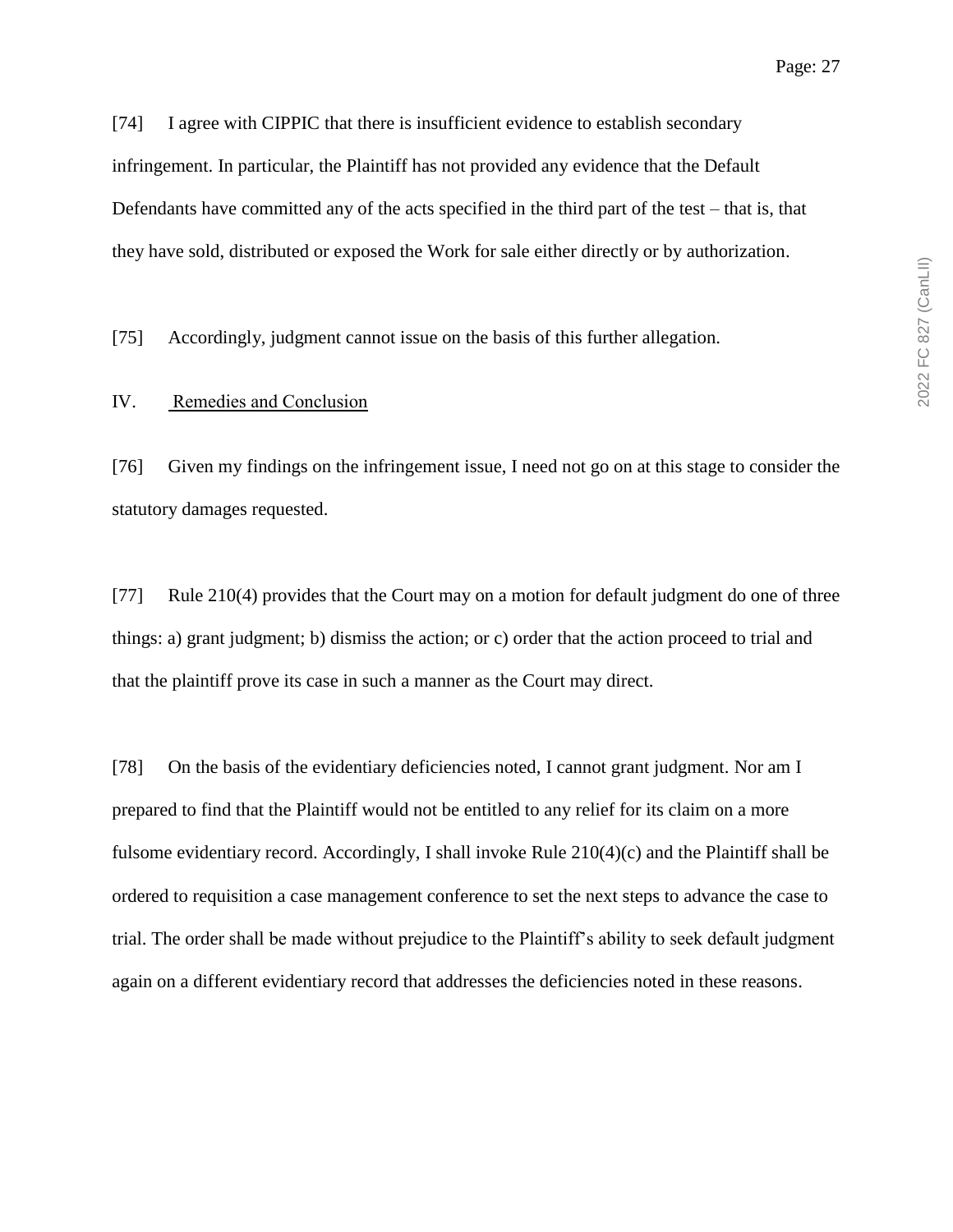[74] I agree with CIPPIC that there is insufficient evidence to establish secondary infringement. In particular, the Plaintiff has not provided any evidence that the Default Defendants have committed any of the acts specified in the third part of the test – that is, that they have sold, distributed or exposed the Work for sale either directly or by authorization.

[75] Accordingly, judgment cannot issue on the basis of this further allegation.

## IV. Remedies and Conclusion

[76] Given my findings on the infringement issue, I need not go on at this stage to consider the statutory damages requested.

[77] Rule 210(4) provides that the Court may on a motion for default judgment do one of three things: a) grant judgment; b) dismiss the action; or c) order that the action proceed to trial and that the plaintiff prove its case in such a manner as the Court may direct.

[78] On the basis of the evidentiary deficiencies noted, I cannot grant judgment. Nor am I prepared to find that the Plaintiff would not be entitled to any relief for its claim on a more fulsome evidentiary record. Accordingly, I shall invoke Rule 210(4)(c) and the Plaintiff shall be ordered to requisition a case management conference to set the next steps to advance the case to trial. The order shall be made without prejudice to the Plaintiff's ability to seek default judgment again on a different evidentiary record that addresses the deficiencies noted in these reasons.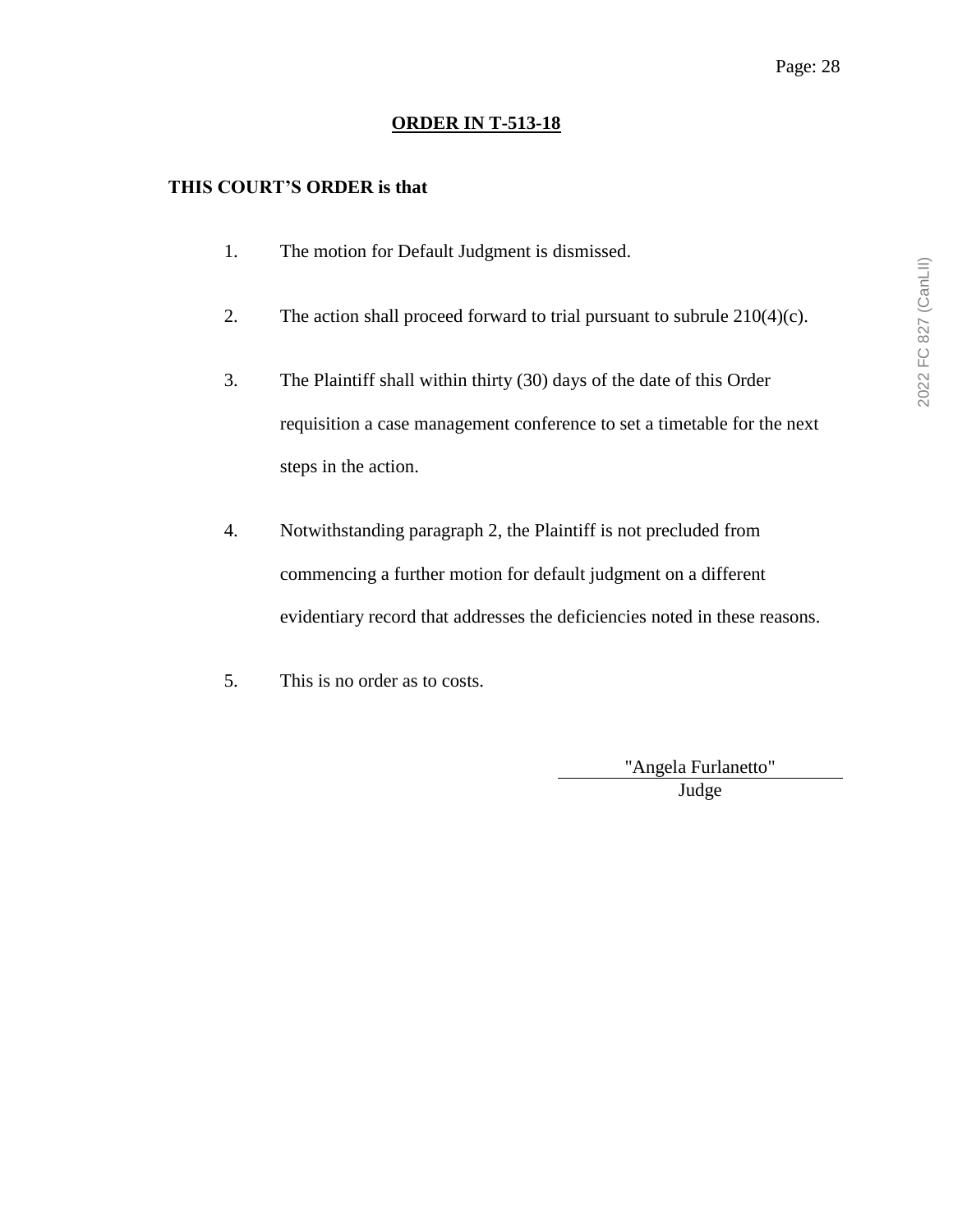**ORDER IN T-513-18**

**THIS COURT'S ORDER is that**

1. The motion for Default Judgment is dismissed.

2. The action shall proceed forward to trial pursuant to subrule 210(4)(c).

3. The Plaintiff shall within thirty (30) days of the date of this Order requisition a case management conference to set a timetable for the next steps in the action.

4. Notwithstanding paragraph 2, the Plaintiff is not precluded from commencing a further motion for default judgment on a different evidentiary record that addresses the deficiencies noted in these reasons.

5. This is no order as to costs.

"Angela Furlanetto"
Judge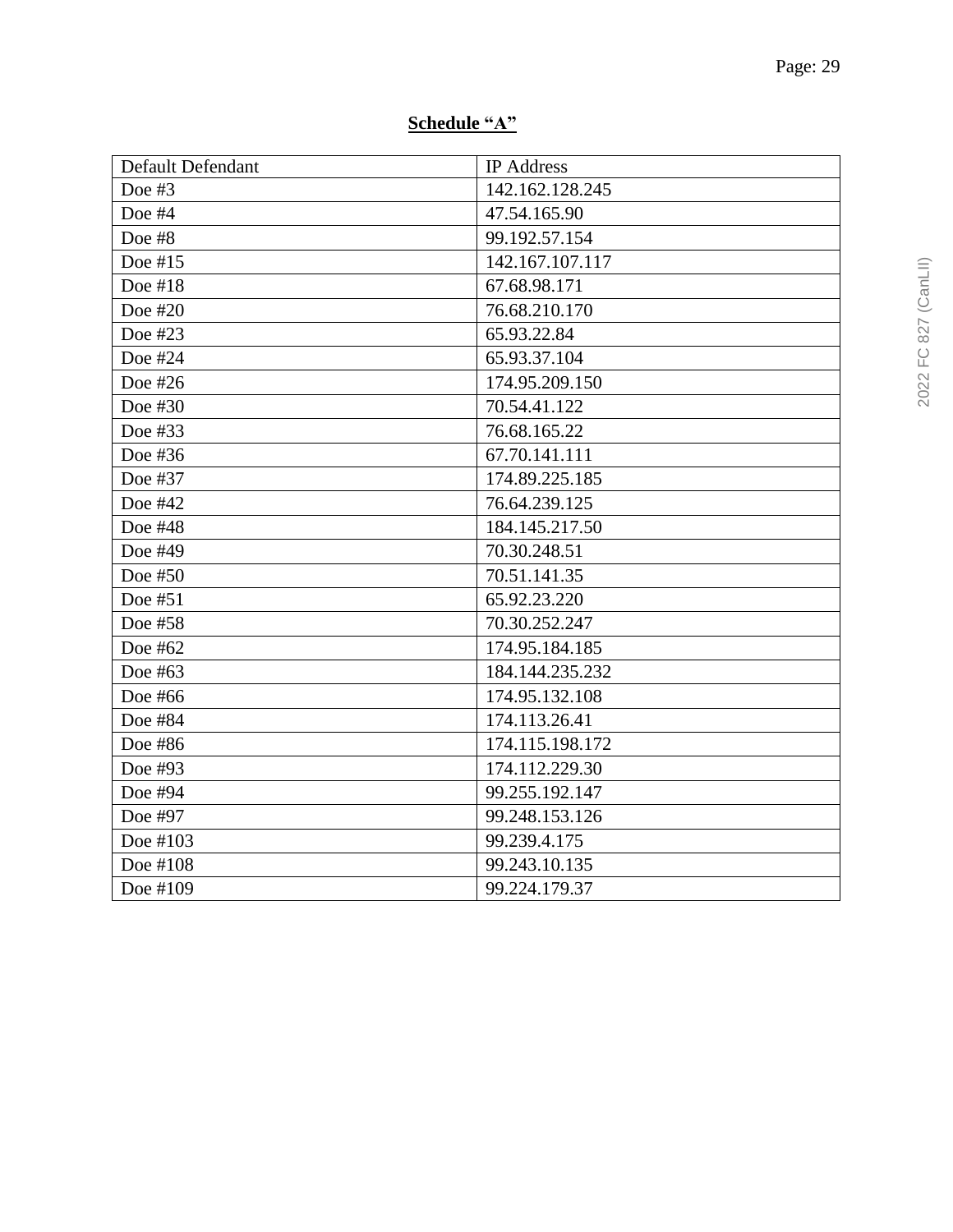**Schedule "A"**

| Default Defendant | IP Address |
|---|---|
| Doe #3 | 142.162.128.245 |
| Doe #4 | 47.54.165.90 |
| Doe #8 | 99.192.57.154 |
| Doe #15 | 142.167.107.117 |
| Doe #18 | 67.68.98.171 |
| Doe #20 | 76.68.210.170 |
| Doe #23 | 65.93.22.84 |
| Doe #24 | 65.93.37.104 |
| Doe #26 | 174.95.209.150 |
| Doe #30 | 70.54.41.122 |
| Doe #33 | 76.68.165.22 |
| Doe #36 | 67.70.141.111 |
| Doe #37 | 174.89.225.185 |
| Doe #42 | 76.64.239.125 |
| Doe #48 | 184.145.217.50 |
| Doe #49 | 70.30.248.51 |
| Doe #50 | 70.51.141.35 |
| Doe #51 | 65.92.23.220 |
| Doe #58 | 70.30.252.247 |
| Doe #62 | 174.95.184.185 |
| Doe #63 | 184.144.235.232 |
| Doe #66 | 174.95.132.108 |
| Doe #84 | 174.113.26.41 |
| Doe #86 | 174.115.198.172 |
| Doe #93 | 174.112.229.30 |
| Doe #94 | 99.255.192.147 |
| Doe #97 | 99.248.153.126 |
| Doe #103 | 99.239.4.175 |
| Doe #108 | 99.243.10.135 |
| Doe #109 | 99.224.179.37 |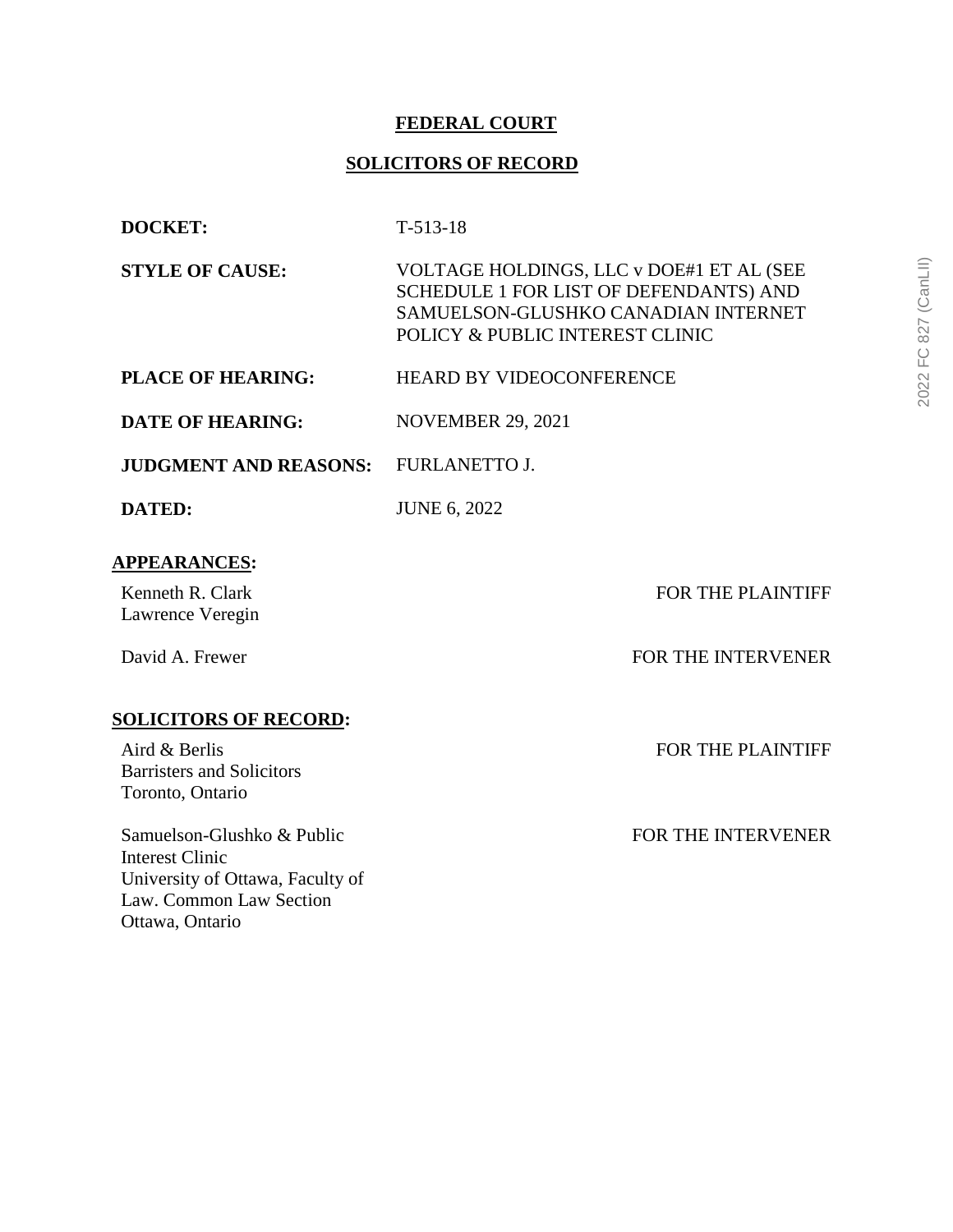**FEDERAL COURT**

**SOLICITORS OF RECORD**

| | |
|---|---|
| **DOCKET:** | T-513-18 |
| **STYLE OF CAUSE:** | VOLTAGE HOLDINGS, LLC v DOE#1 ET AL (SEE SCHEDULE 1 FOR LIST OF DEFENDANTS) AND SAMUELSON-GLUSHKO CANADIAN INTERNET POLICY & PUBLIC INTEREST CLINIC |
| **PLACE OF HEARING:** | HEARD BY VIDEOCONFERENCE |
| **DATE OF HEARING:** | NOVEMBER 29, 2021 |
| **JUDGMENT AND REASONS:** | FURLANETTO J. |
| **DATED:** | JUNE 6, 2022 |

**APPEARANCES:**

| | |
|---|---|
| Kenneth R. Clark<br>Lawrence Veregin | FOR THE PLAINTIFF |
| David A. Frewer | FOR THE INTERVENER |

**SOLICITORS OF RECORD:**

| | |
|---|---|
| Aird & Berlis<br>Barristers and Solicitors<br>Toronto, Ontario | FOR THE PLAINTIFF |
| Samuelson-Glushko & Public Interest Clinic<br>University of Ottawa, Faculty of Law. Common Law Section<br>Ottawa, Ontario | FOR THE INTERVENER |